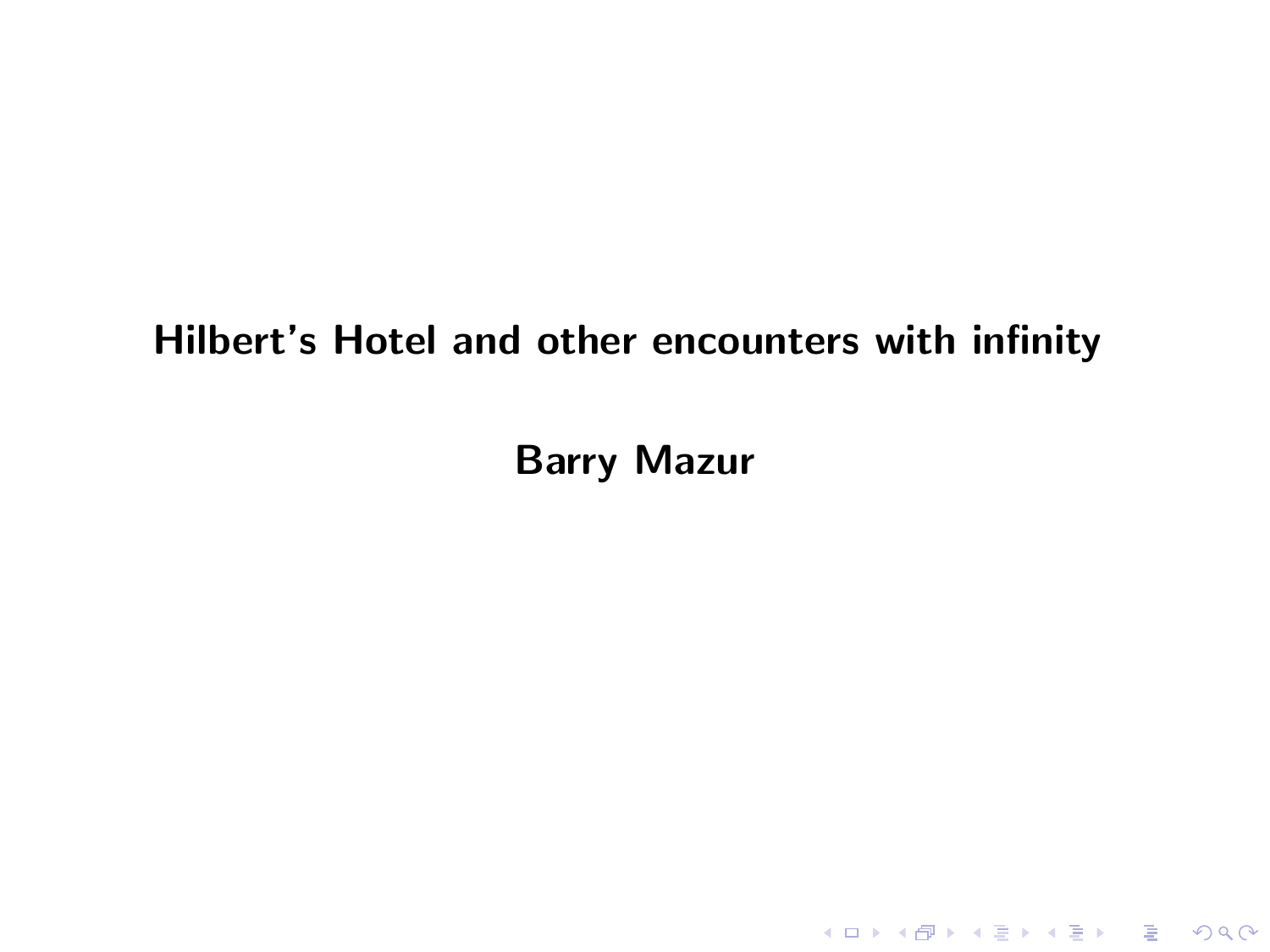# Hilbert's Hotel and other encounters with infinity

**Barry Mazur**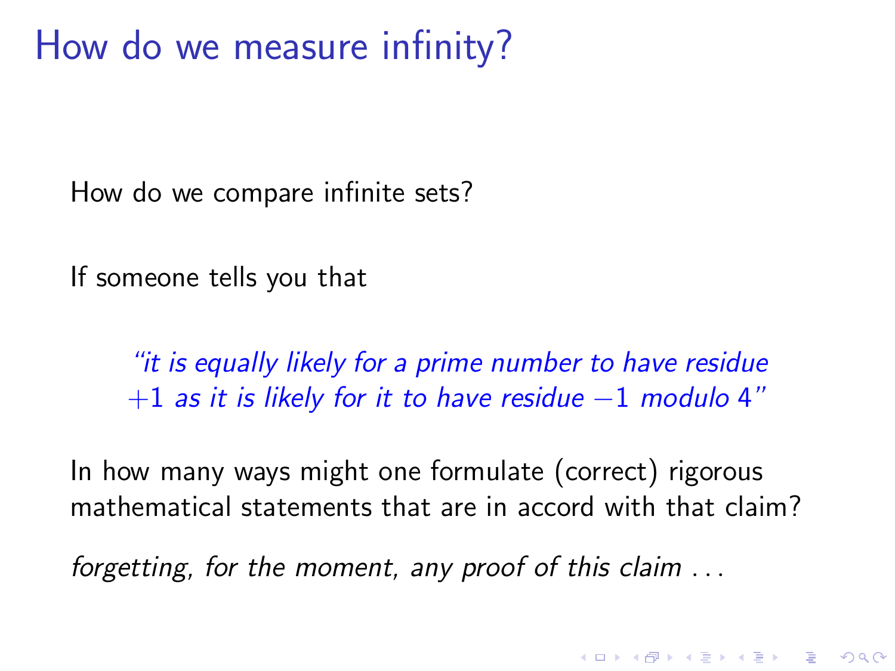# How do we measure infinity?

How do we compare infinite sets?

If someone tells you that

> *"it is equally likely for a prime number to have residue* $+1$ *as it is likely for it to have residue* $-1$ *modulo* $4$*"*

In how many ways might one formulate (correct) rigorous mathematical statements that are in accord with that claim?

*forgetting, for the moment, any proof of this claim ...*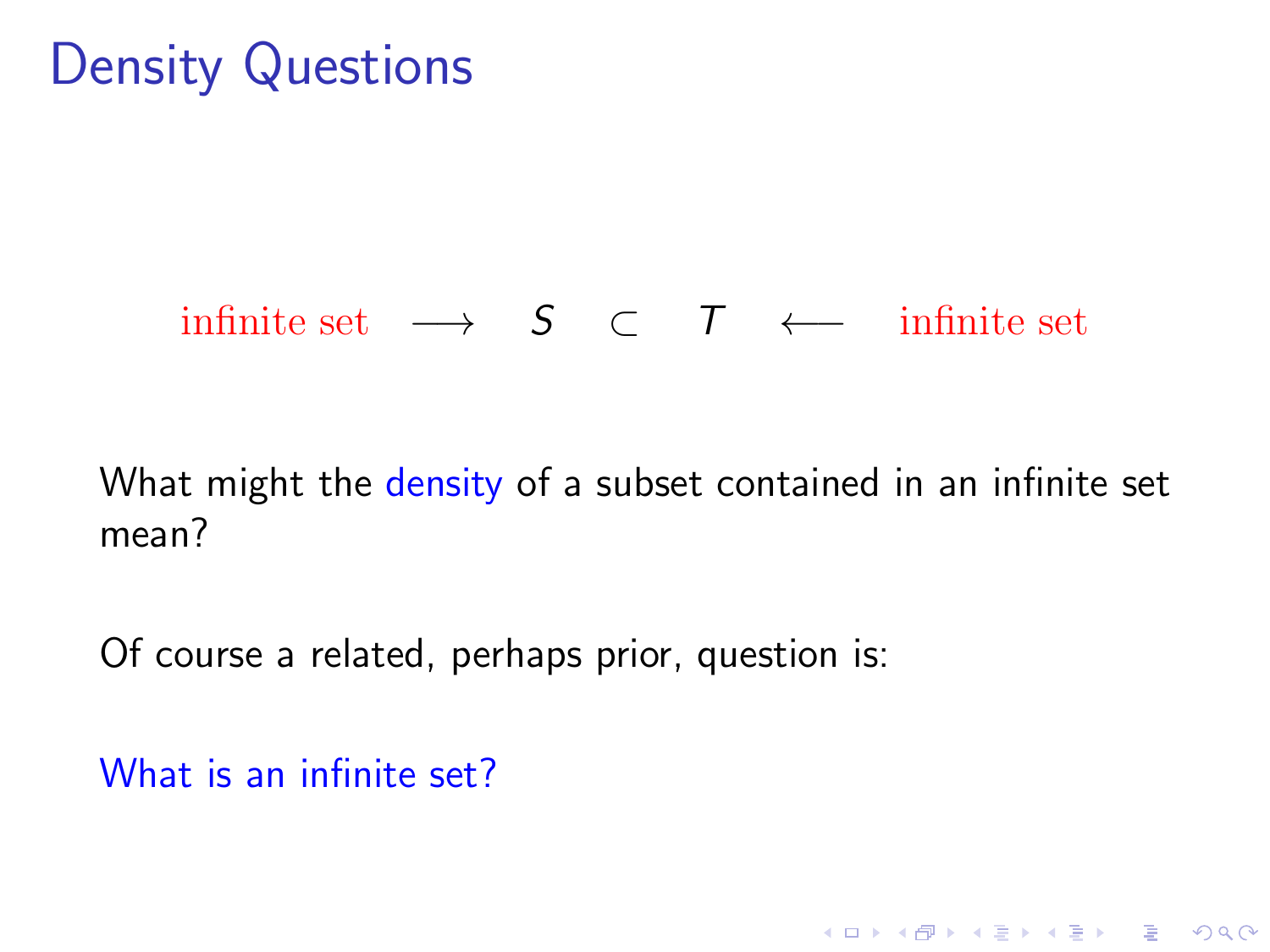# Density Questions

$$\text{infinite set} \quad \longrightarrow \quad S \quad \subset \quad T \quad \longleftarrow \quad \text{infinite set}$$

What might the density of a subset contained in an infinite set mean?

Of course a related, perhaps prior, question is:

What is an infinite set?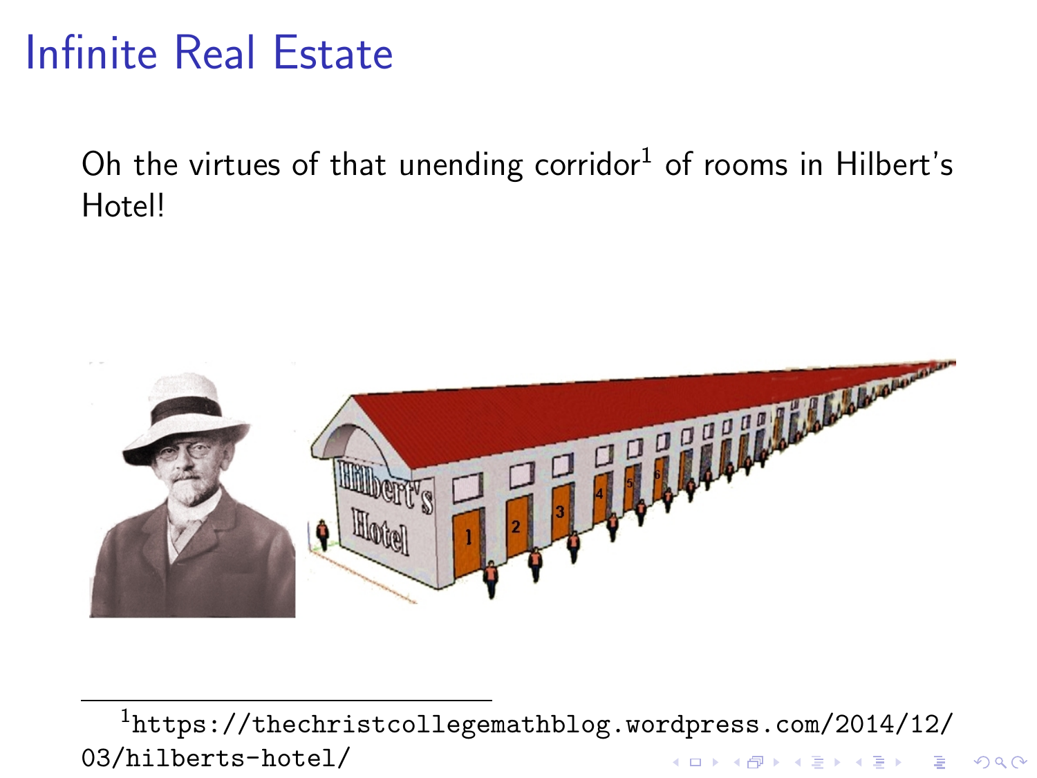# Infinite Real Estate

Oh the virtues of that unending corridor[1] of rooms in Hilbert's Hotel!

[1] https://thechristcollegemathblog.wordpress.com/2014/12/03/hilberts-hotel/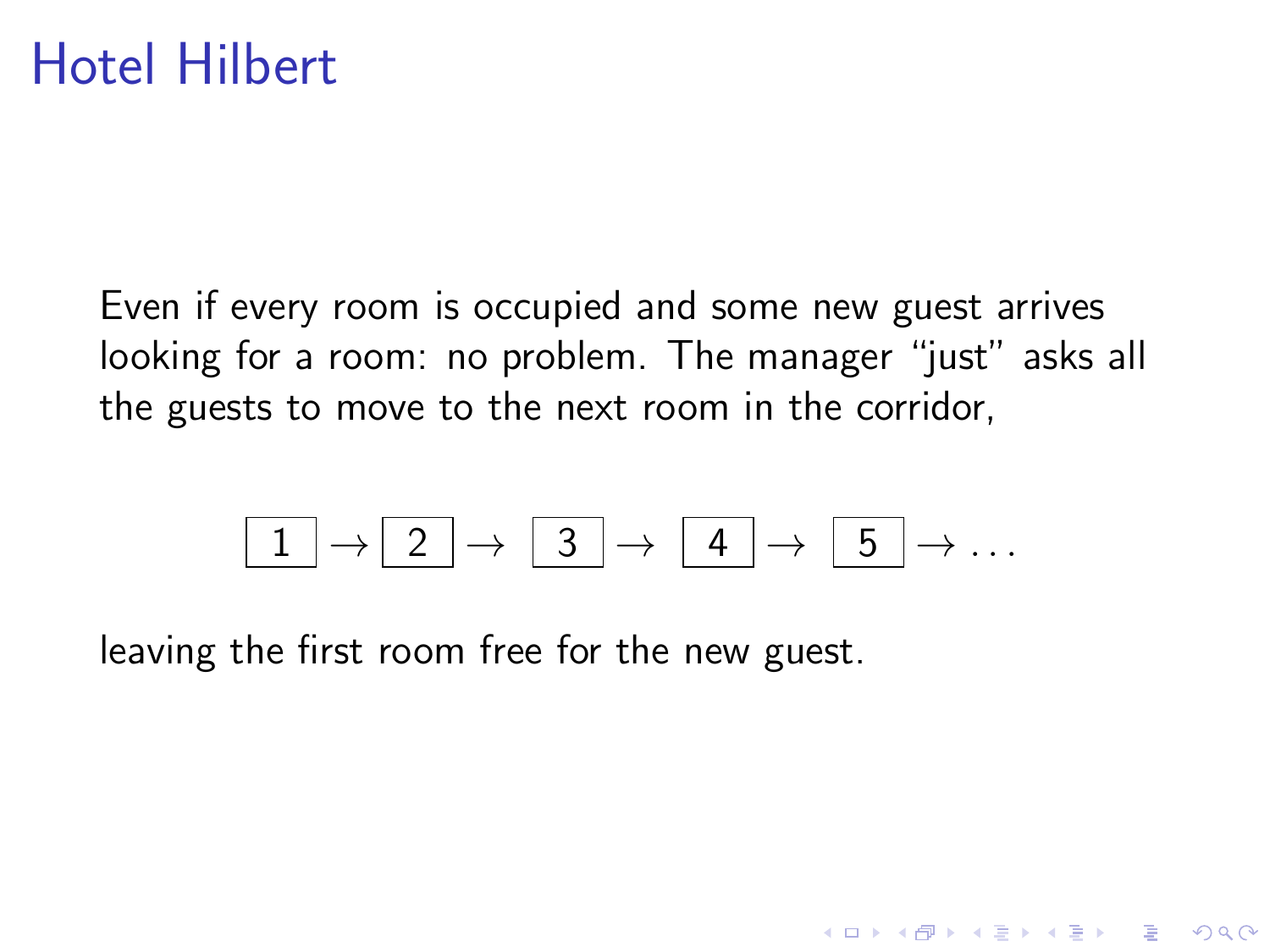# Hotel Hilbert

Even if every room is occupied and some new guest arrives looking for a room: no problem. The manager “just” asks all the guests to move to the next room in the corridor,

$$\boxed{1} \rightarrow \boxed{2} \rightarrow \boxed{3} \rightarrow \boxed{4} \rightarrow \boxed{5} \rightarrow \dots$$

leaving the first room free for the new guest.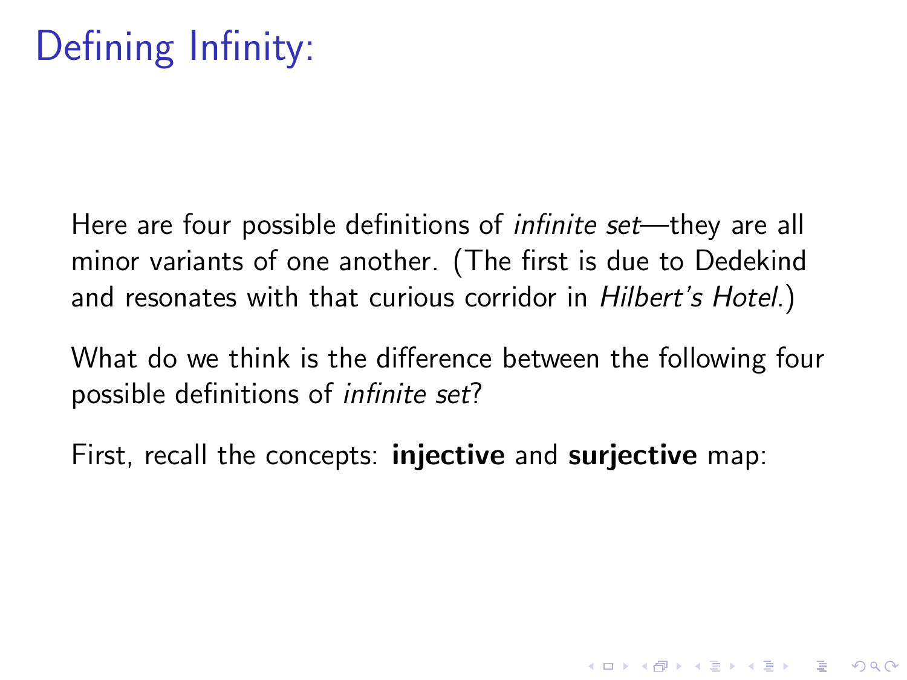# Defining Infinity:

Here are four possible definitions of *infinite set*—they are all minor variants of one another. (The first is due to Dedekind and resonates with that curious corridor in *Hilbert's Hotel*.)

What do we think is the difference between the following four possible definitions of *infinite set*?

First, recall the concepts: **injective** and **surjective** map: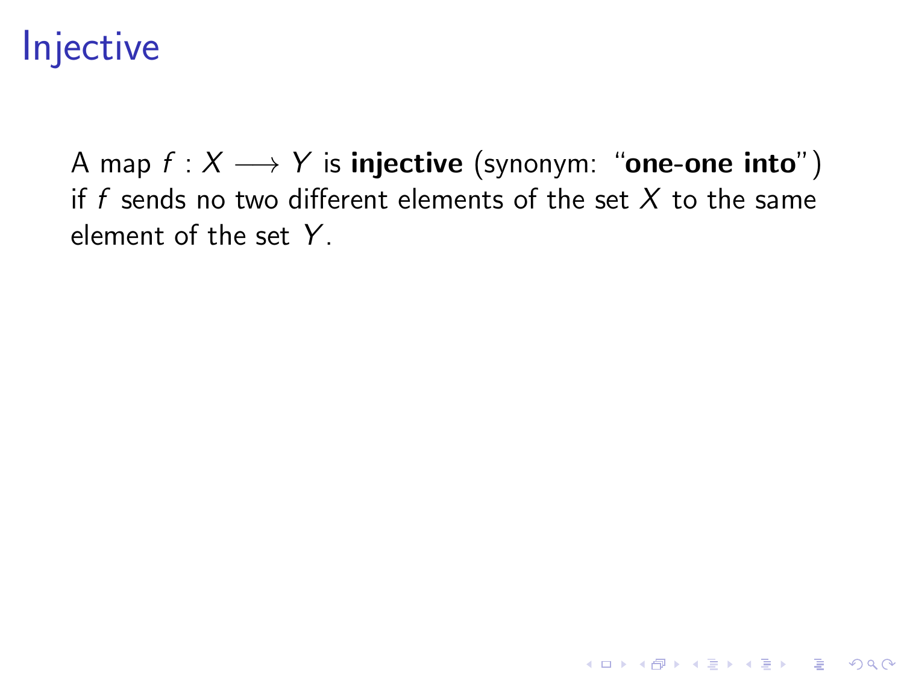# Injective

A map $f : X \longrightarrow Y$ is **injective** (synonym: "**one-one into**") if $f$ sends no two different elements of the set $X$ to the same element of the set $Y$.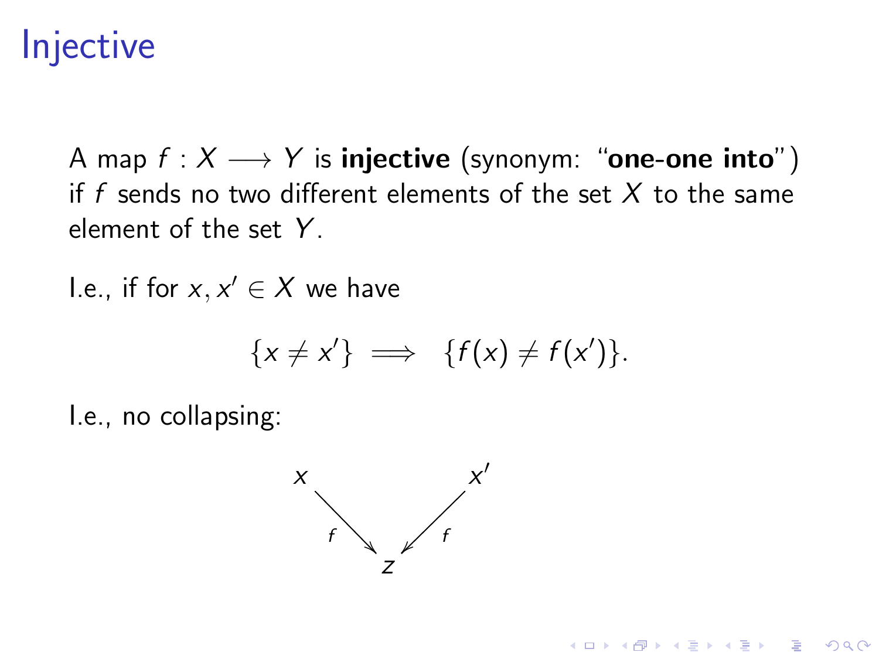# Injective

A map $f : X \longrightarrow Y$ is **injective** (synonym: "**one-one into**") if $f$ sends no two different elements of the set $X$ to the same element of the set $Y$.

I.e., if for $x, x' \in X$ we have

$$\{x \neq x'\} \implies \{f(x) \neq f(x')\}.$$

I.e., no collapsing:

$$x \xrightarrow{f} z \xleftarrow{f} x'$$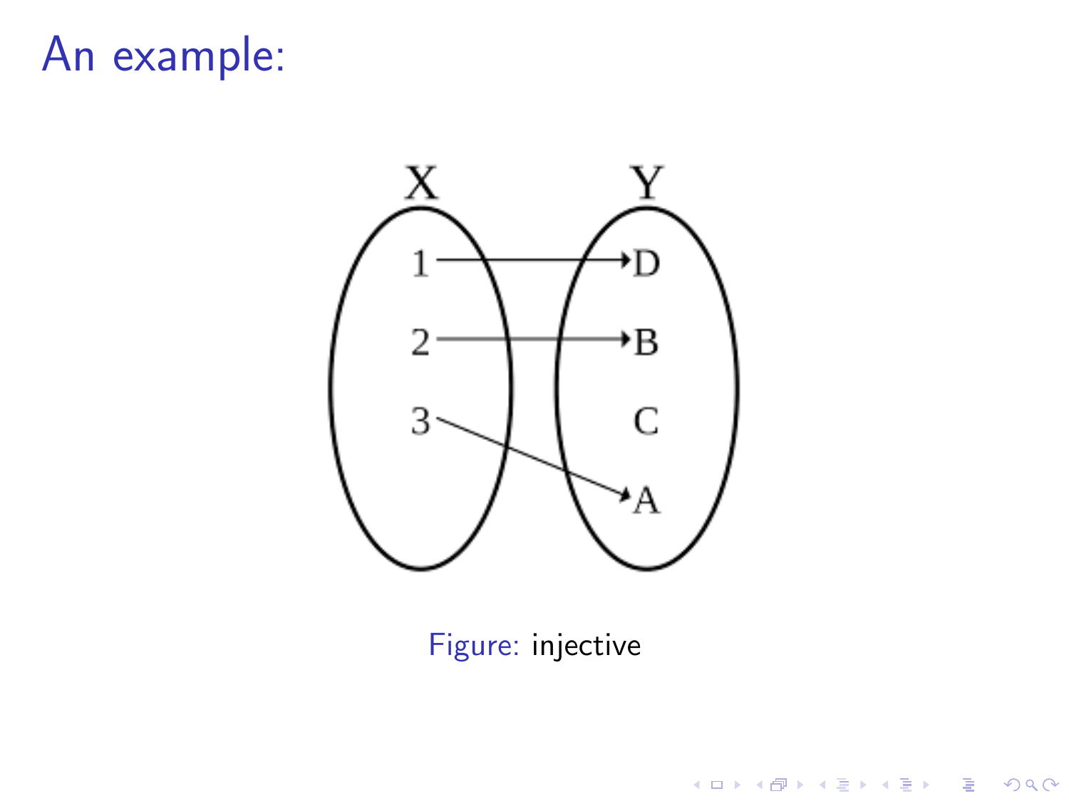# An example:

Figure: injective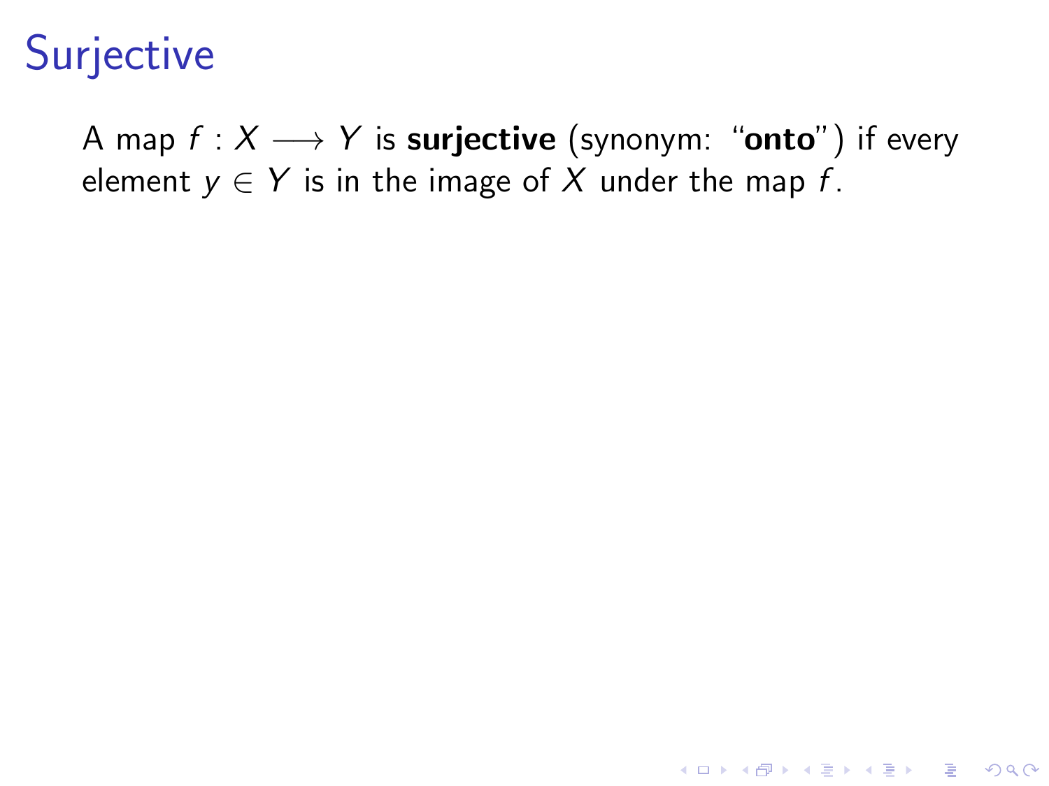# Surjective

A map $f : X \longrightarrow Y$ is **surjective** (synonym: "**onto**") if every element $y \in Y$ is in the image of $X$ under the map $f$.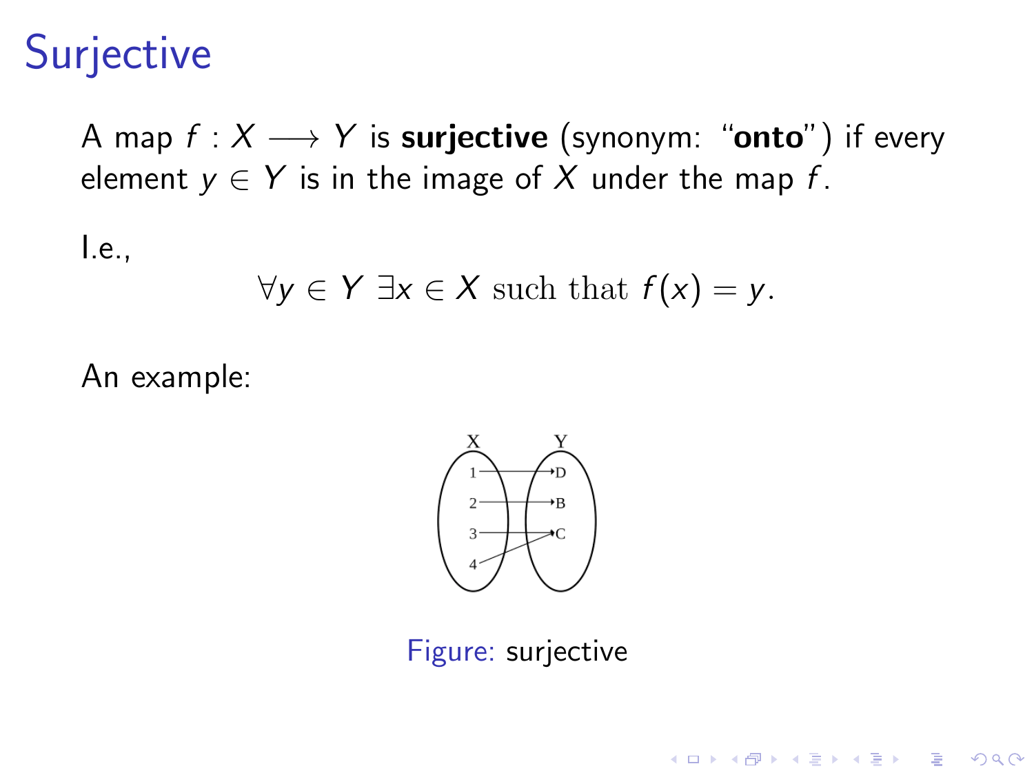# Surjective

A map $f : X \longrightarrow Y$ is **surjective** (synonym: "**onto**") if every element $y \in Y$ is in the image of $X$ under the map $f$.

I.e.,

$$\forall y \in Y \; \exists x \in X \text{ such that } f(x) = y.$$

An example:

Figure: surjective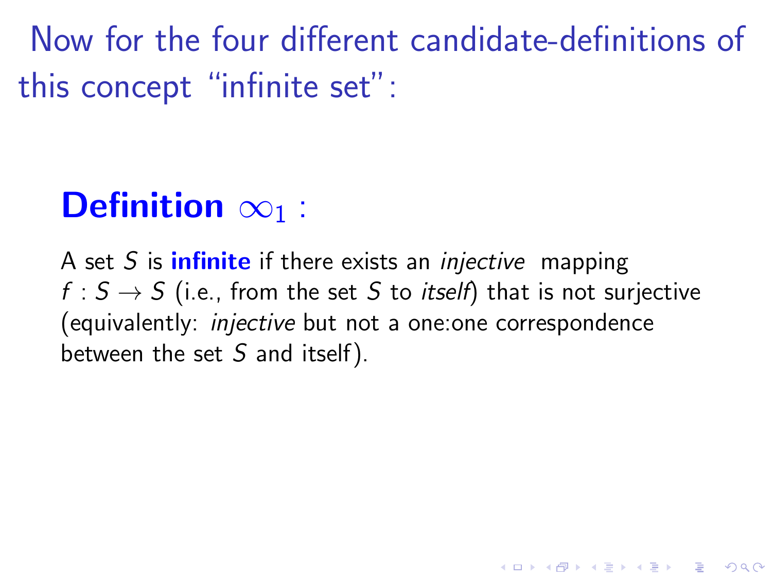# Now for the four different candidate-definitions of this concept "infinite set":

## Definition $\infty_1$ :

A set $S$ is **infinite** if there exists an *injective* mapping $f : S \to S$ (i.e., from the set $S$ to *itself*) that is not surjective (equivalently: *injective* but not a one:one correspondence between the set $S$ and itself).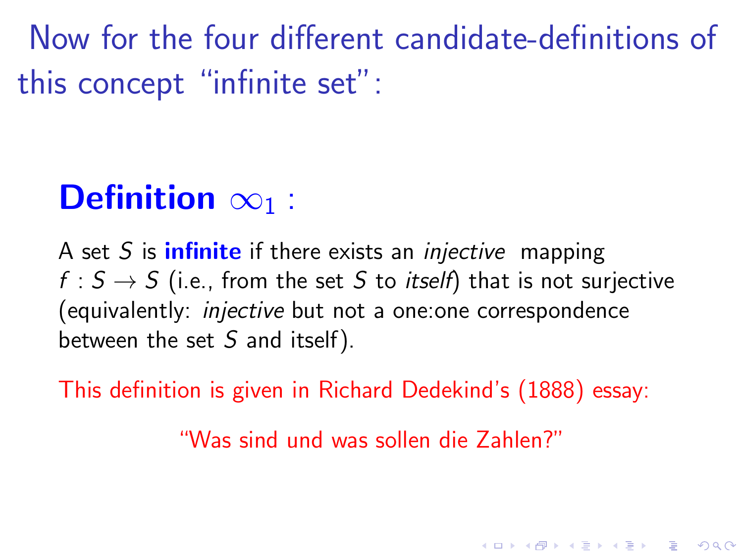# Now for the four different candidate-definitions of this concept "infinite set":

## **Definition** $\infty_1$ :

A set $S$ is **infinite** if there exists an *injective* mapping $f : S \to S$ (i.e., from the set $S$ to *itself*) that is not surjective (equivalently: *injective* but not a one:one correspondence between the set $S$ and itself).

This definition is given in Richard Dedekind's (1888) essay:

"Was sind und was sollen die Zahlen?"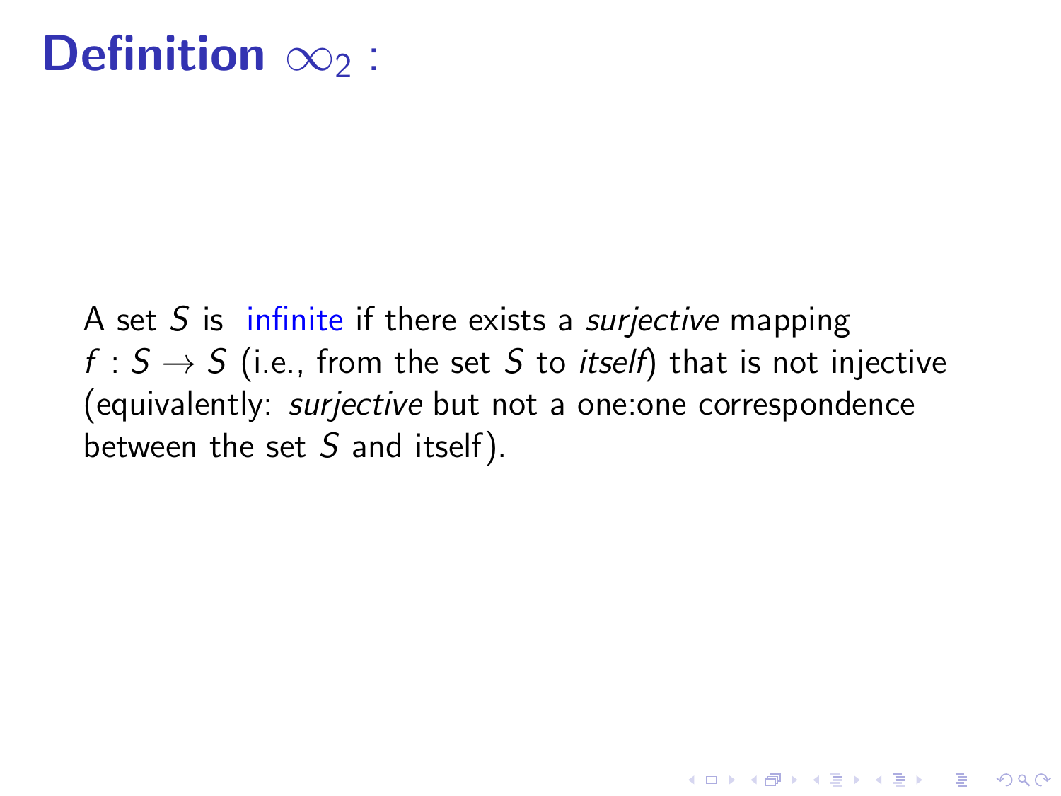# Definition $\infty_2$ :

A set $S$ is infinite if there exists a *surjective* mapping $f : S \rightarrow S$ (i.e., from the set $S$ to *itself*) that is not injective (equivalently: *surjective* but not a one:one correspondence between the set $S$ and itself).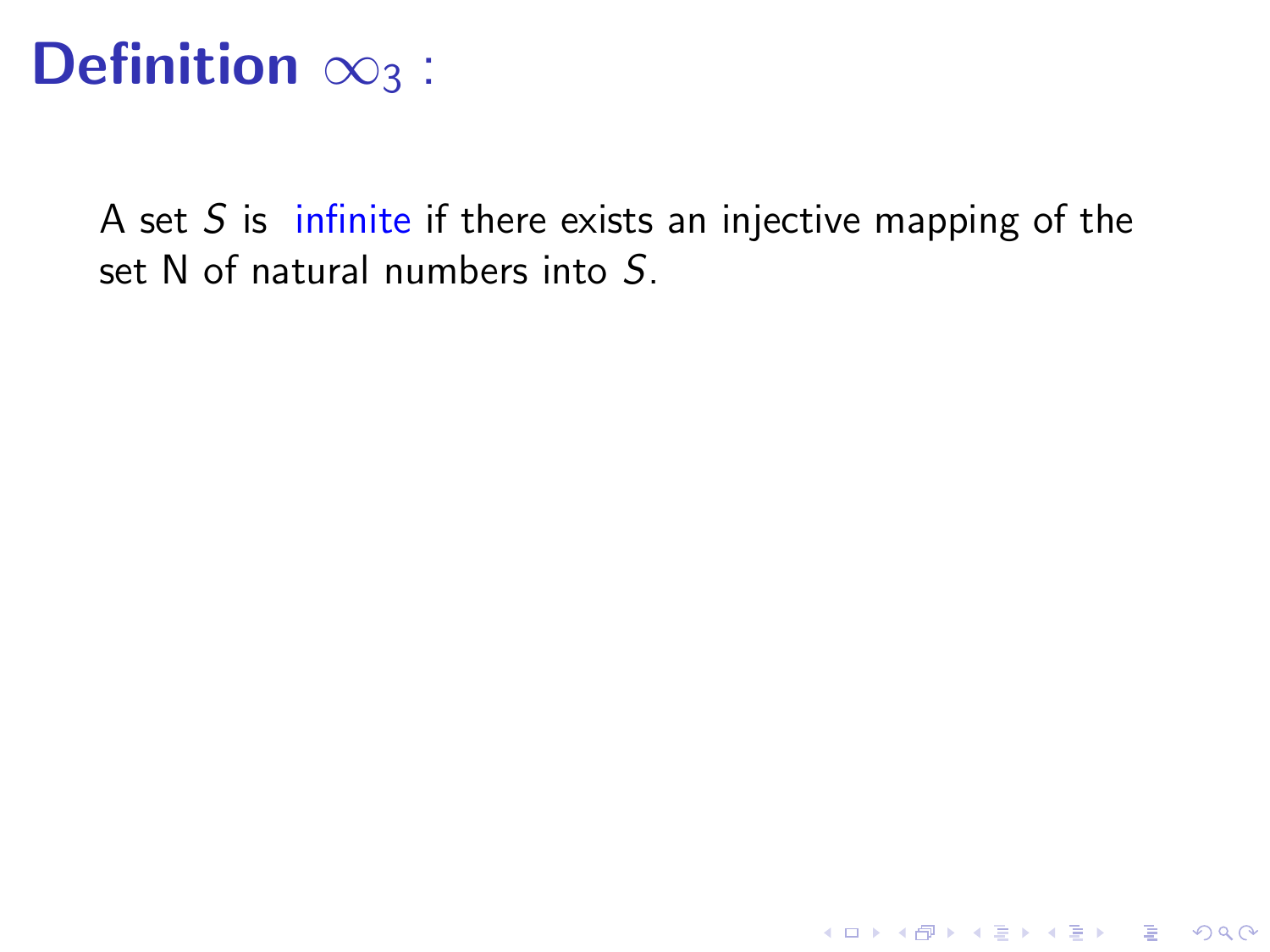# Definition $\infty_3$ :

A set $S$ is infinite if there exists an injective mapping of the set N of natural numbers into $S$.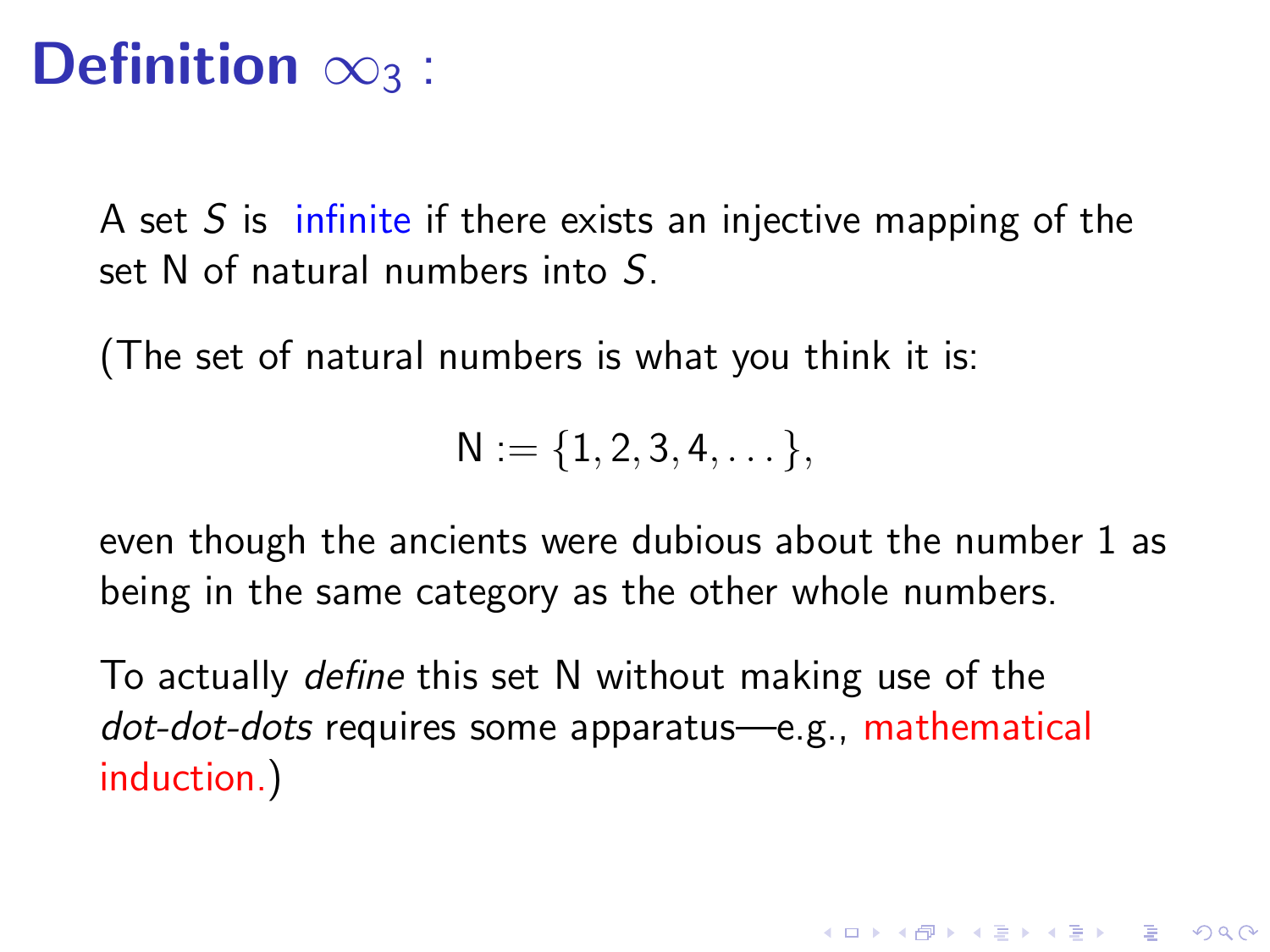# Definition $\infty_3$ :

A set $S$ is infinite if there exists an injective mapping of the set N of natural numbers into $S$.

(The set of natural numbers is what you think it is:

$$\mathsf{N} := \{1, 2, 3, 4, \dots\},$$

even though the ancients were dubious about the number 1 as being in the same category as the other whole numbers.

To actually *define* this set N without making use of the *dot-dot-dots* requires some apparatus—e.g., mathematical induction.)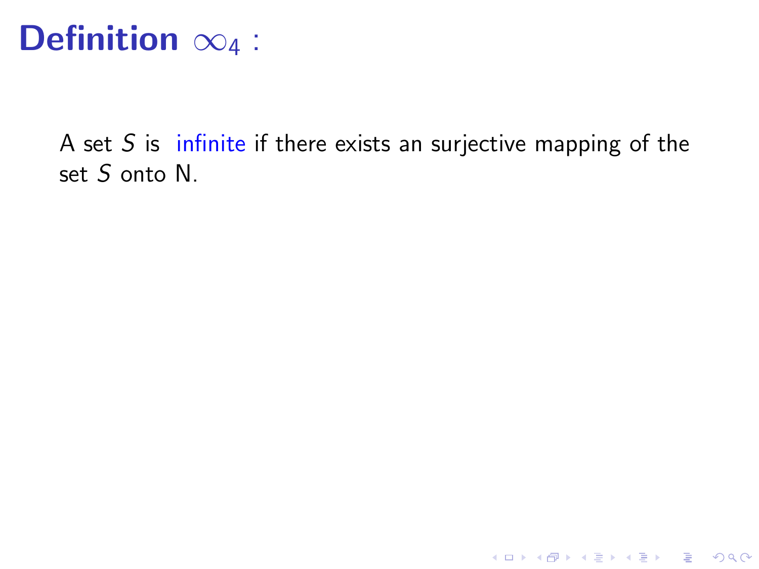# Definition $\infty_4$ :

A set $S$ is infinite if there exists an surjective mapping of the set $S$ onto N.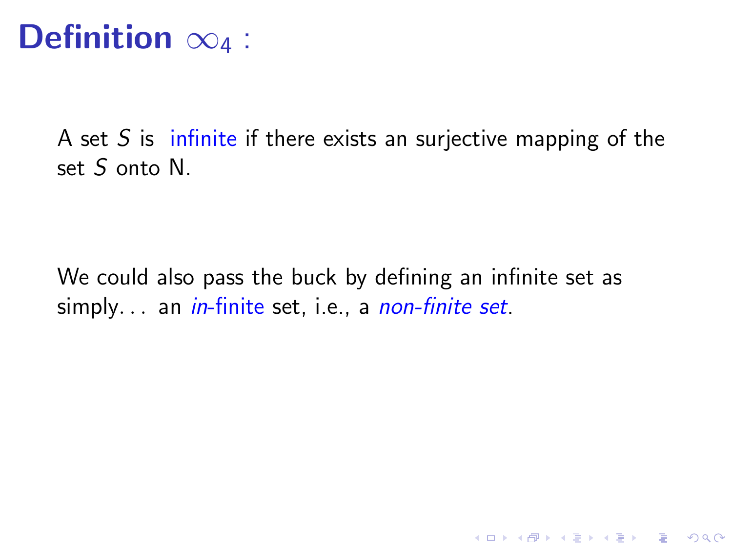# Definition $\infty_4$ :

A set $S$ is infinite if there exists an surjective mapping of the set $S$ onto N.

We could also pass the buck by defining an infinite set as simply. . . an *in*-finite set, i.e., a *non-finite set*.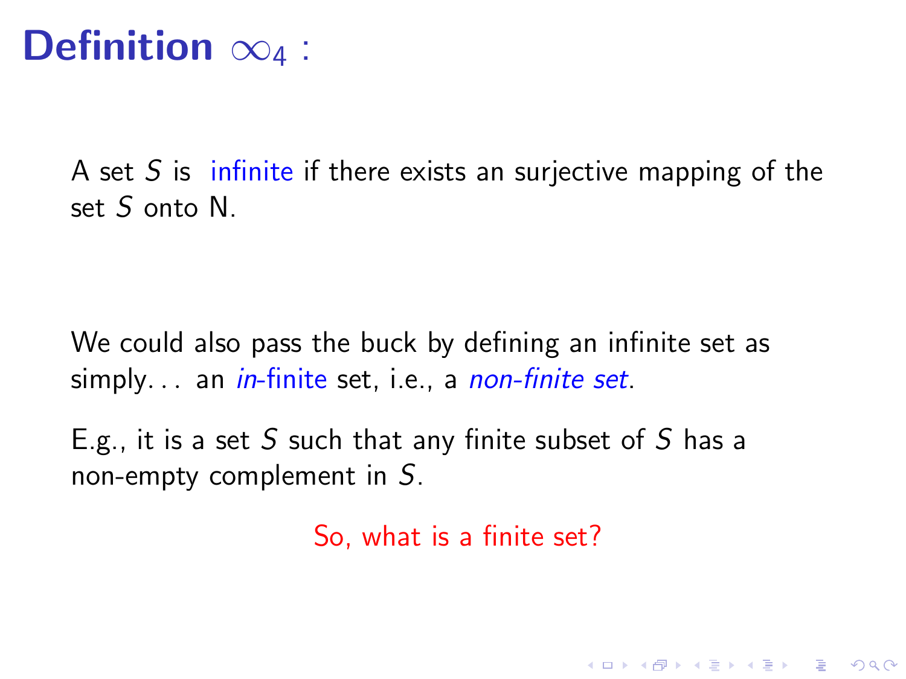# Definition $\infty_4$ :

A set $S$ is infinite if there exists an surjective mapping of the set $S$ onto N.

We could also pass the buck by defining an infinite set as simply... an *in*-finite set, i.e., a *non-finite set*.

E.g., it is a set $S$ such that any finite subset of $S$ has a non-empty complement in $S$.

So, what is a finite set?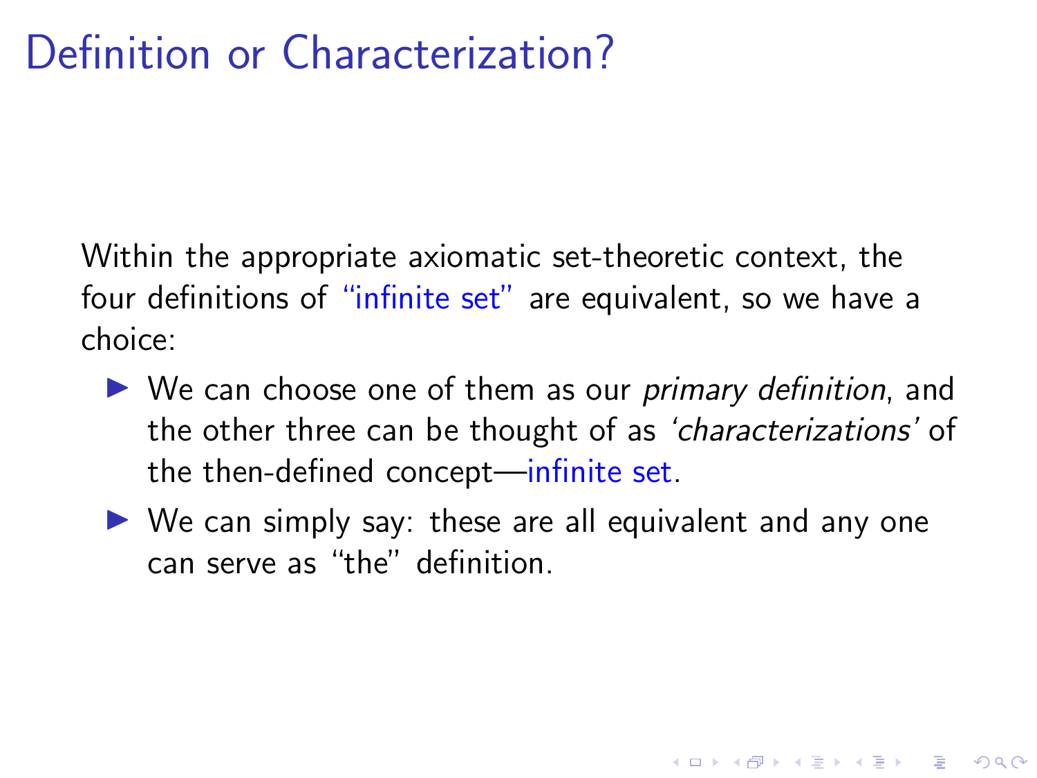# Definition or Characterization?

Within the appropriate axiomatic set-theoretic context, the four definitions of "infinite set" are equivalent, so we have a choice:

- We can choose one of them as our *primary definition*, and the other three can be thought of as '*characterizations*' of the then-defined concept—infinite set.
- We can simply say: these are all equivalent and any one can serve as "the" definition.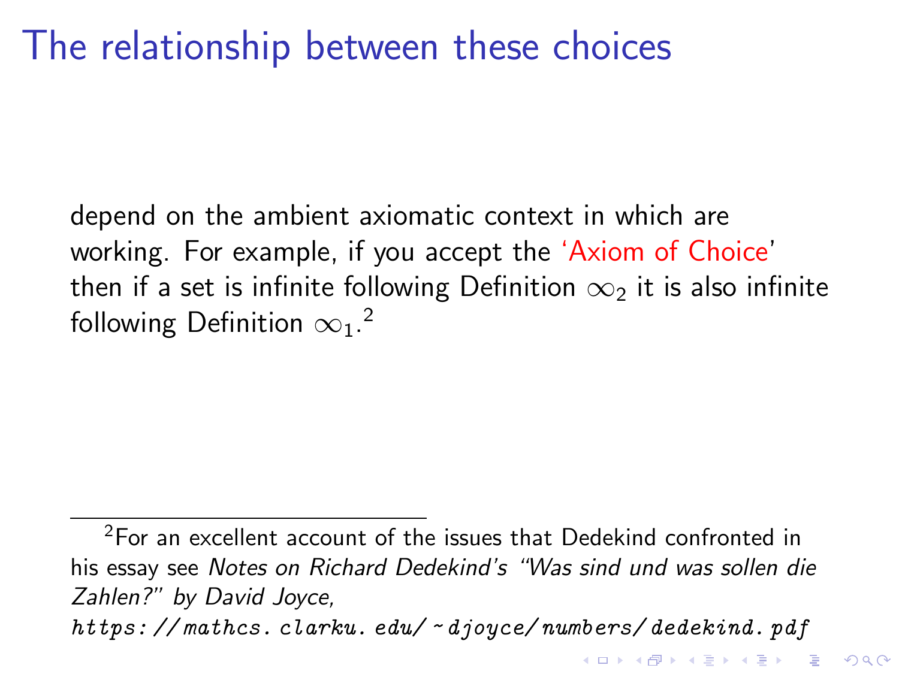# The relationship between these choices

depend on the ambient axiomatic context in which are working. For example, if you accept the 'Axiom of Choice' then if a set is infinite following Definition $\infty_2$ it is also infinite following Definition $\infty_1$.[2]

---

[2] For an excellent account of the issues that Dedekind confronted in his essay see *Notes on Richard Dedekind's "Was sind und was sollen die Zahlen?" by David Joyce*, *https://mathcs.clarku.edu/~djoyce/numbers/dedekind.pdf*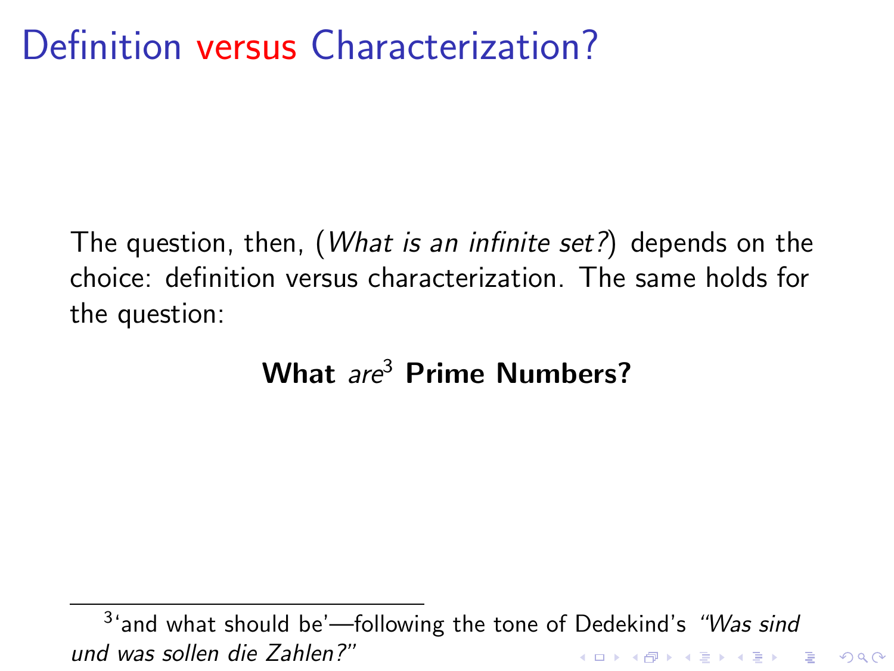# Definition versus Characterization?

The question, then, (*What is an infinite set?*) depends on the choice: definition versus characterization. The same holds for the question:

**What** *are*[3] **Prime Numbers?**

[3] 'and what should be'—following the tone of Dedekind's *"Was sind und was sollen die Zahlen?"*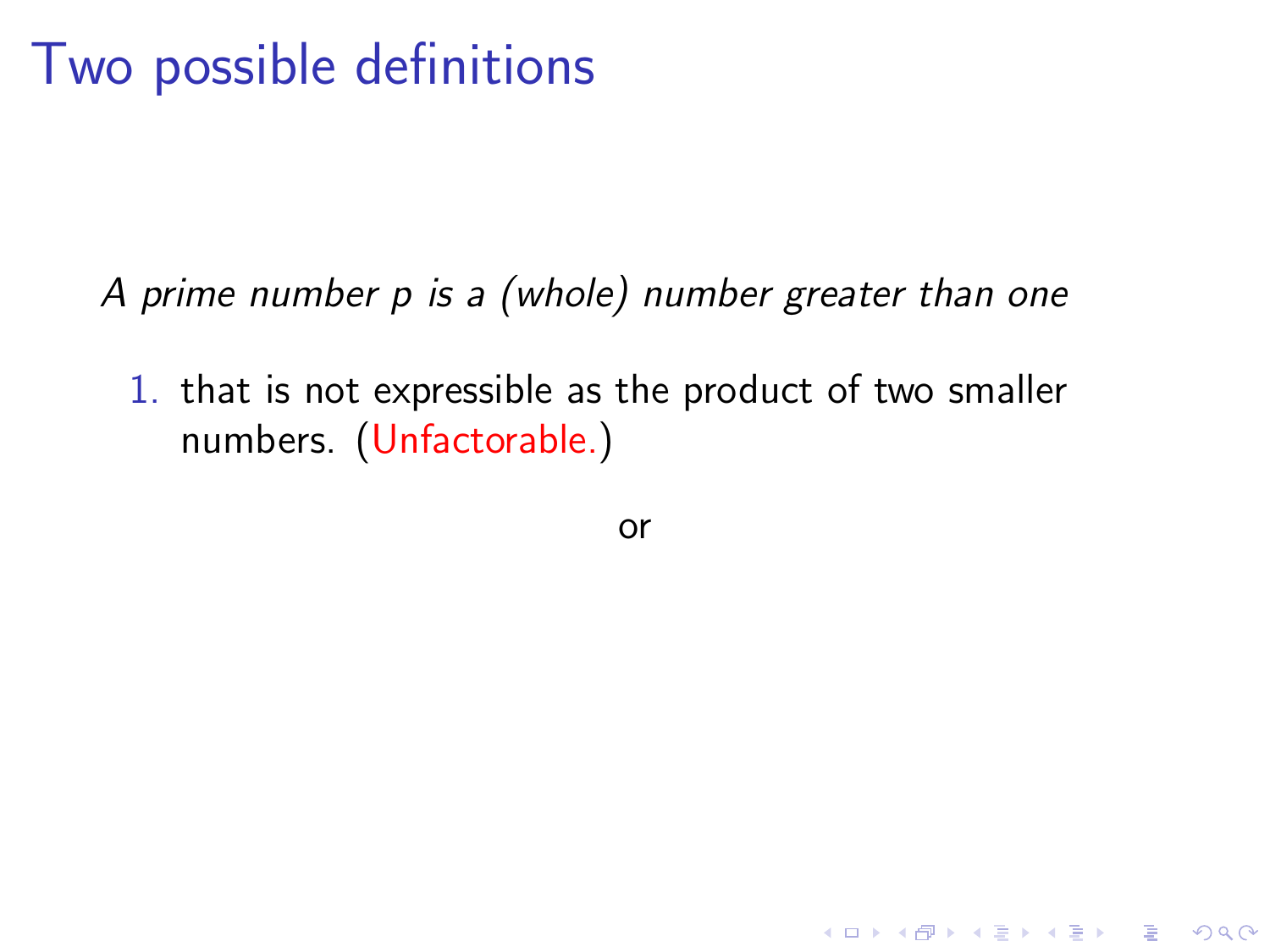# Two possible definitions

*A prime number $p$ is a (whole) number greater than one*

1. that is not expressible as the product of two smaller numbers. (Unfactorable.)

or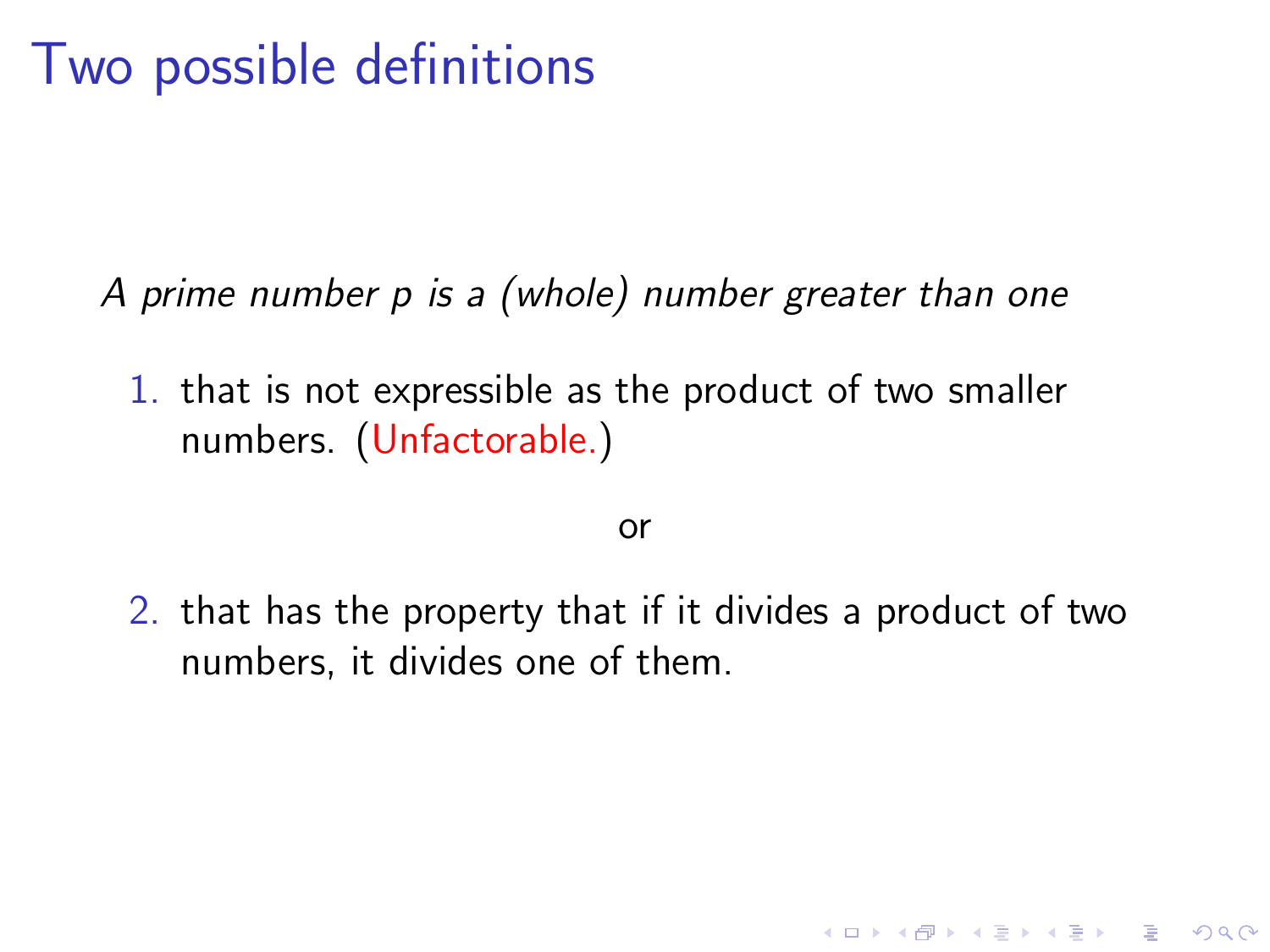# Two possible definitions

*A prime number $p$ is a (whole) number greater than one*

1. that is not expressible as the product of two smaller numbers. (Unfactorable.)

or

2. that has the property that if it divides a product of two numbers, it divides one of them.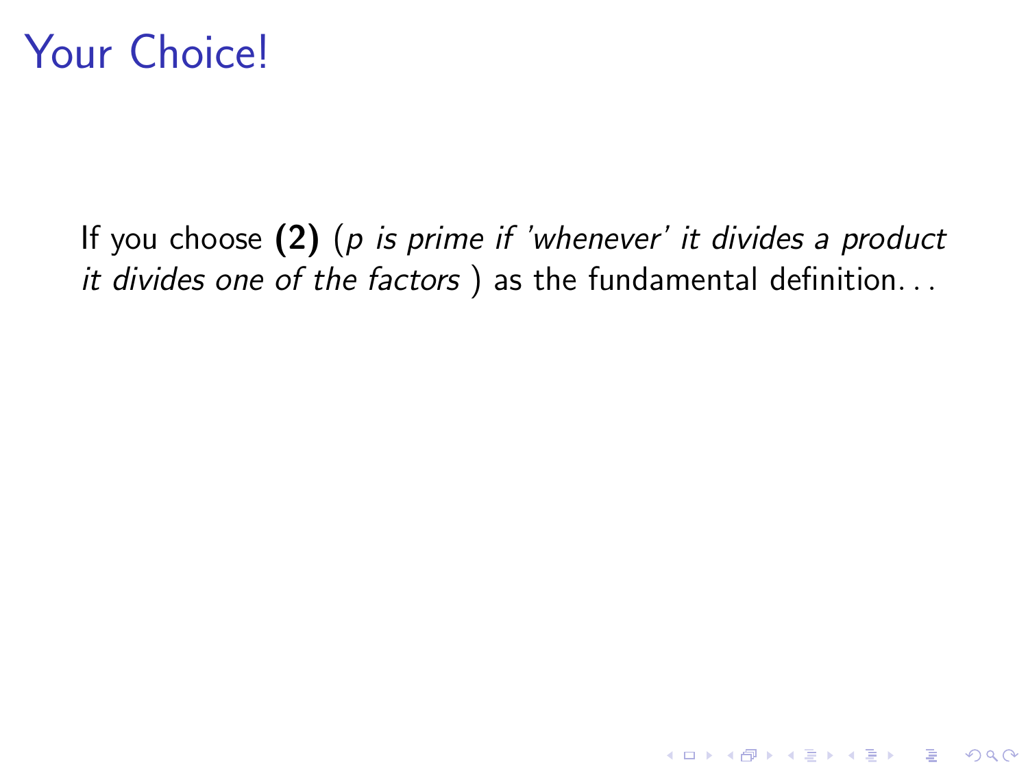# Your Choice!

If you choose **(2)** (*$p$ is prime if 'whenever' it divides a product it divides one of the factors* ) as the fundamental definition. . .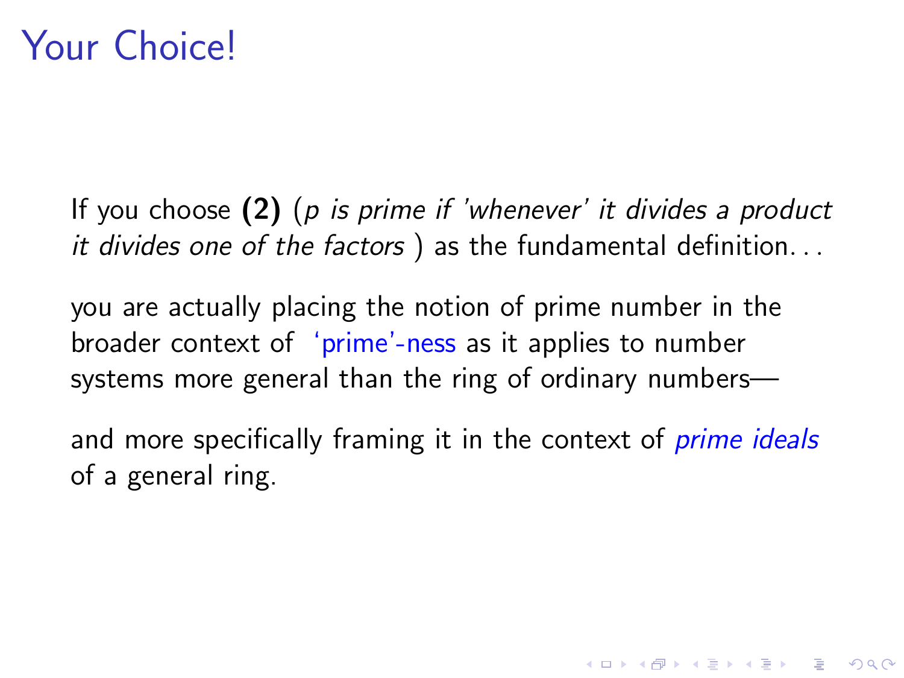# Your Choice!

If you choose **(2)** (*$p$ is prime if 'whenever' it divides a product it divides one of the factors* ) as the fundamental definition. . .

you are actually placing the notion of prime number in the broader context of 'prime'-ness as it applies to number systems more general than the ring of ordinary numbers—

and more specifically framing it in the context of *prime ideals* of a general ring.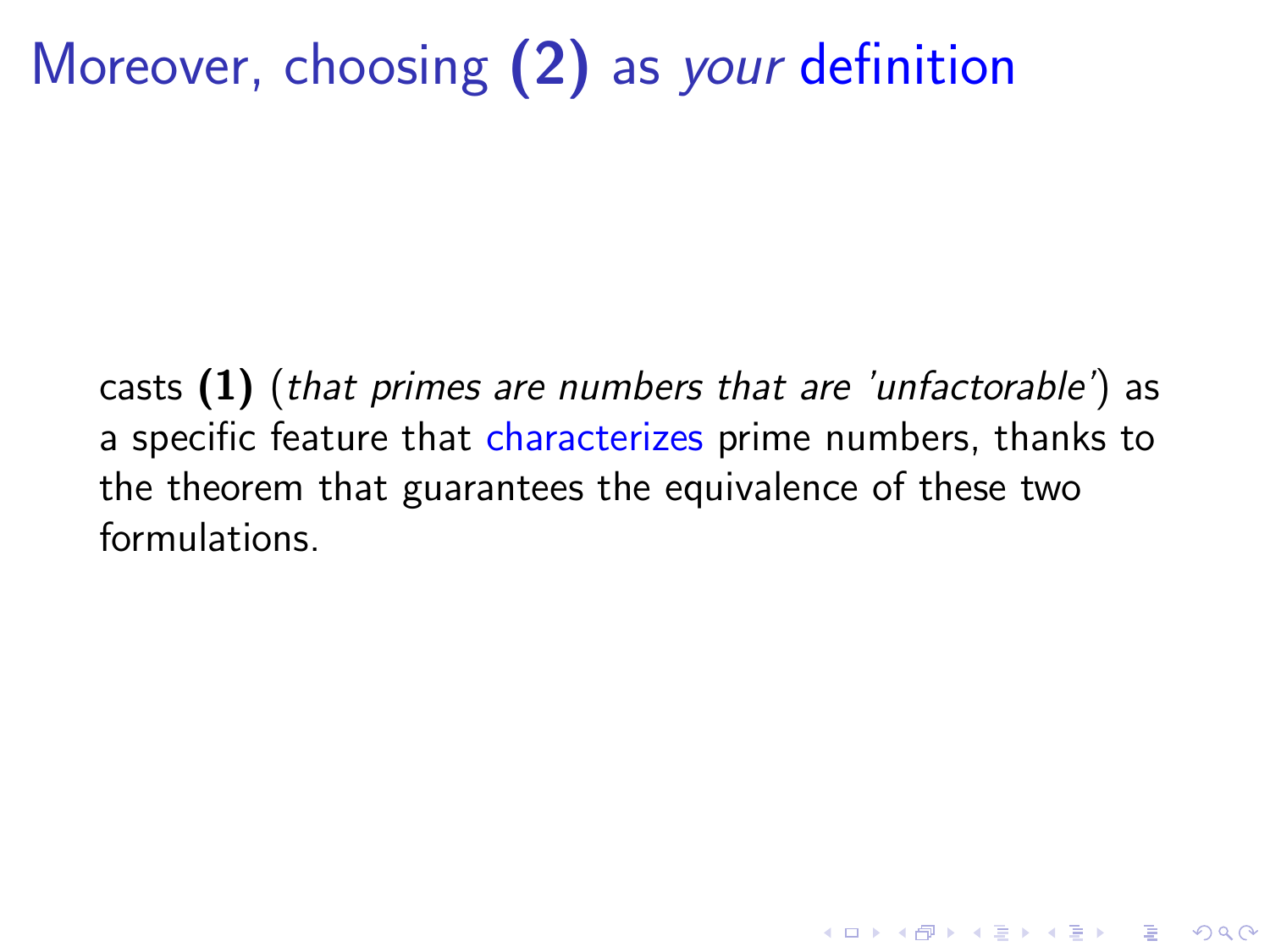# Moreover, choosing **(2)** as *your* definition

casts **(1)** (*that primes are numbers that are 'unfactorable'*) as a specific feature that characterizes prime numbers, thanks to the theorem that guarantees the equivalence of these two formulations.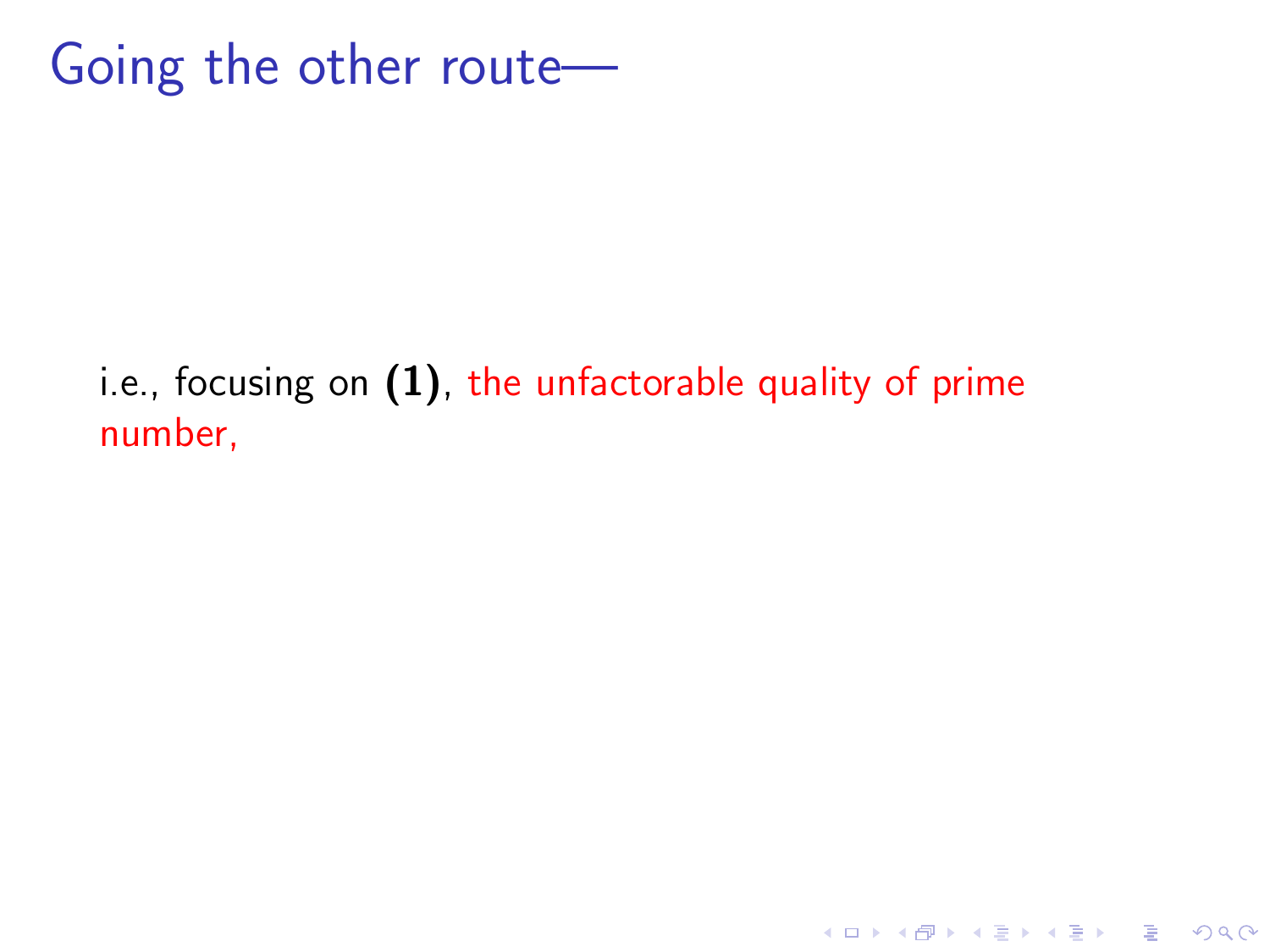# Going the other route—

i.e., focusing on **(1)**, the unfactorable quality of prime number,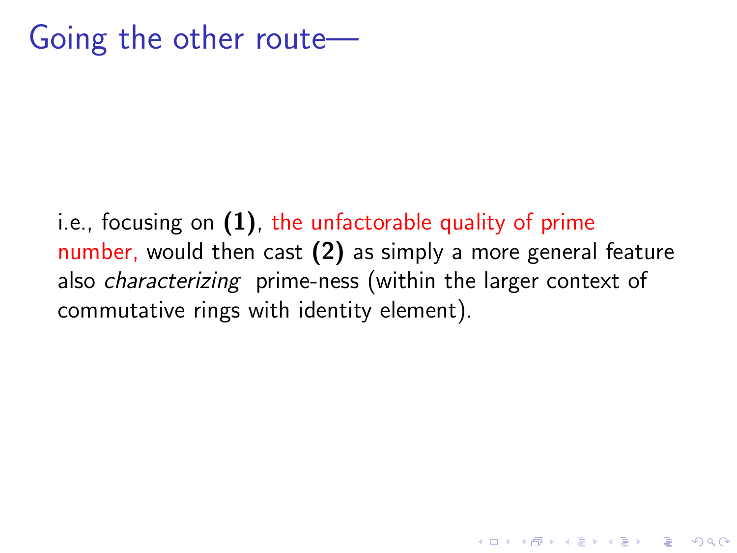# Going the other route—

i.e., focusing on **(1)**, the unfactorable quality of prime number, would then cast **(2)** as simply a more general feature also *characterizing* prime-ness (within the larger context of commutative rings with identity element).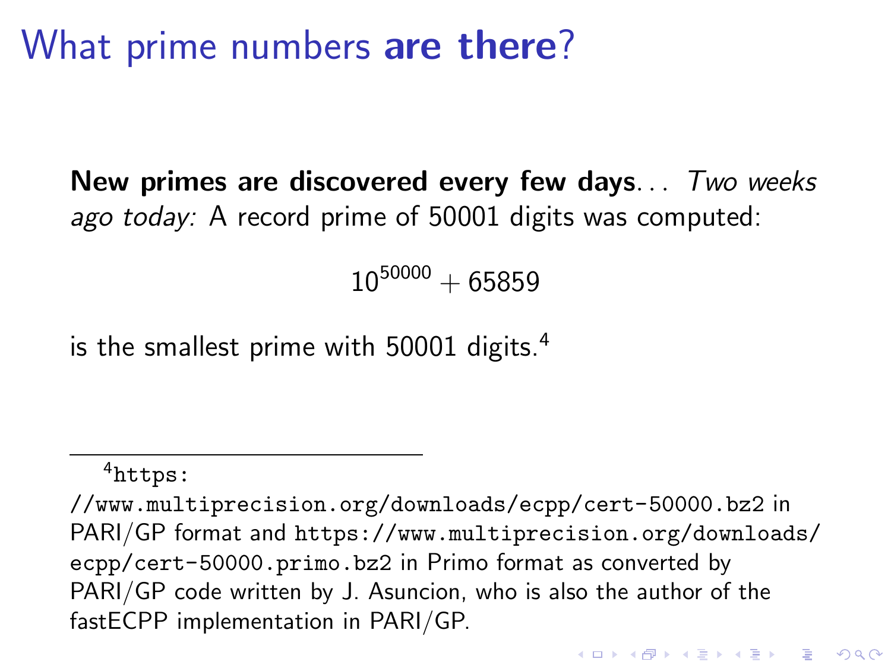# What prime numbers **are there**?

**New primes are discovered every few days**. . . *Two weeks ago today:* A record prime of 50001 digits was computed:

$$10^{50000} + 65859$$

is the smallest prime with 50001 digits.[4]

[4] https://www.multiprecision.org/downloads/ecpp/cert-50000.bz2 in PARI/GP format and https://www.multiprecision.org/downloads/ecpp/cert-50000.primo.bz2 in Primo format as converted by PARI/GP code written by J. Asuncion, who is also the author of the fastECPP implementation in PARI/GP.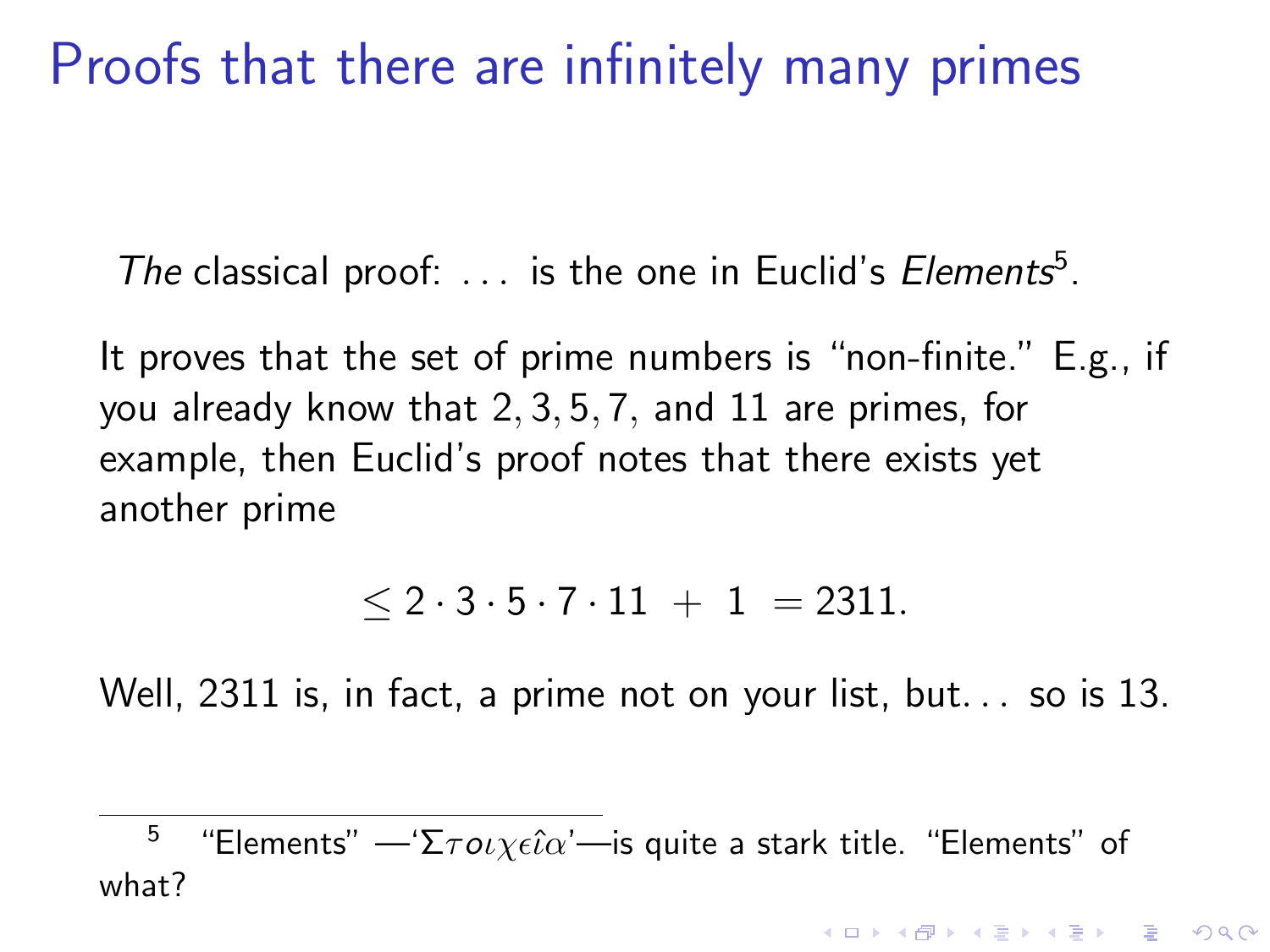# Proofs that there are infinitely many primes

*The* classical proof: ... is the one in Euclid's *Elements*[5].

It proves that the set of prime numbers is "non-finite." E.g., if you already know that $2, 3, 5, 7$, and $11$ are primes, for example, then Euclid's proof notes that there exists yet another prime

$$\leq 2 \cdot 3 \cdot 5 \cdot 7 \cdot 11 \ + \ 1 \ = 2311.$$

Well, 2311 is, in fact, a prime not on your list, but... so is 13.

---

[5] "Elements" —'Στοιχεῖα'—is quite a stark title. "Elements" of what?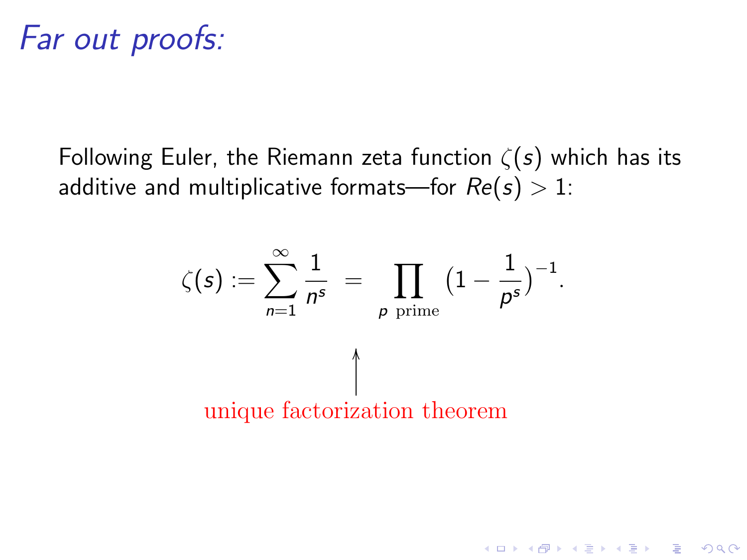# *Far out proofs:*

Following Euler, the Riemann zeta function $\zeta(s)$ which has its additive and multiplicative formats—for $Re(s) > 1$:

$$\zeta(s) := \sum_{n=1}^{\infty} \frac{1}{n^s} \;=\; \prod_{p \text{ prime}} \left(1 - \frac{1}{p^s}\right)^{-1}.$$

↑

unique factorization theorem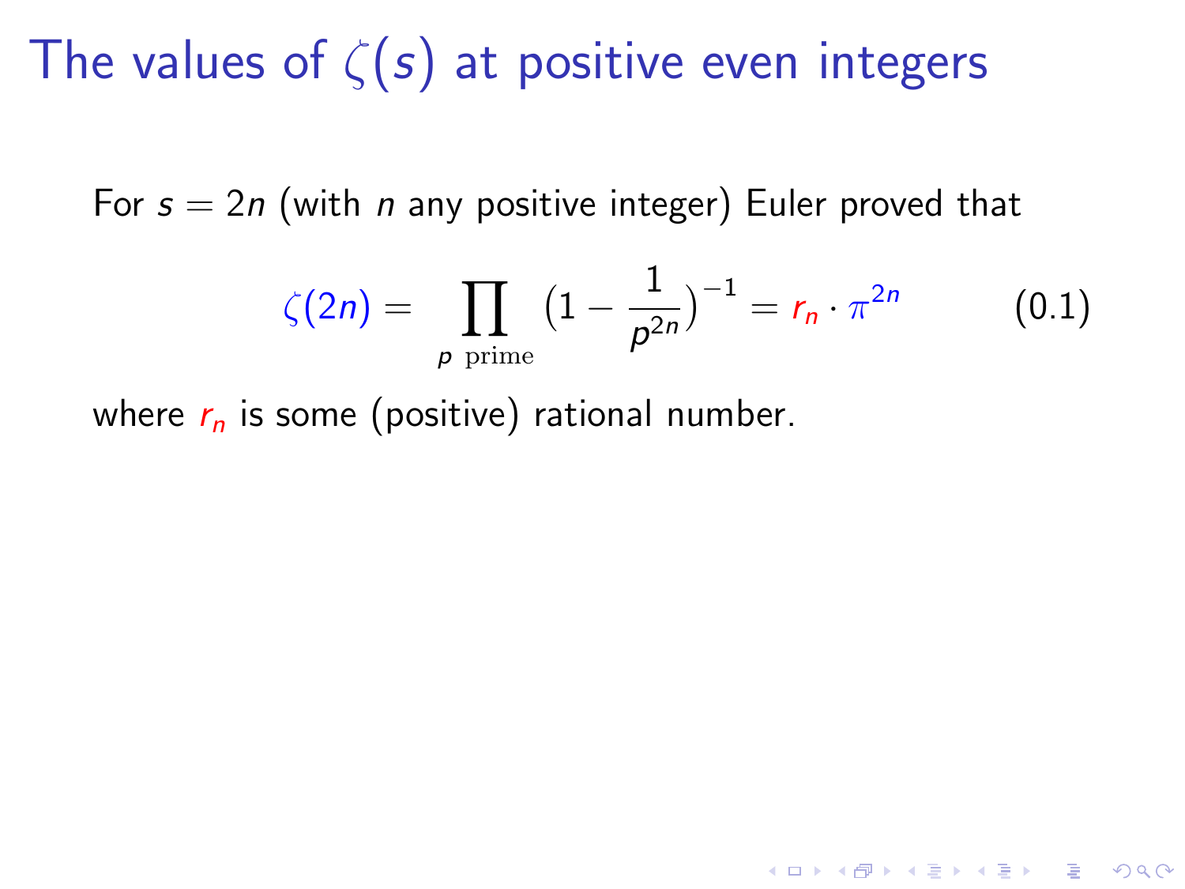# The values of $\zeta(s)$ at positive even integers

For $s = 2n$ (with $n$ any positive integer) Euler proved that

$$\zeta(2n) = \prod_{p \text{ prime}} \left(1 - \frac{1}{p^{2n}}\right)^{-1} = r_n \cdot \pi^{2n} \tag{0.1}$$

where $r_n$ is some (positive) rational number.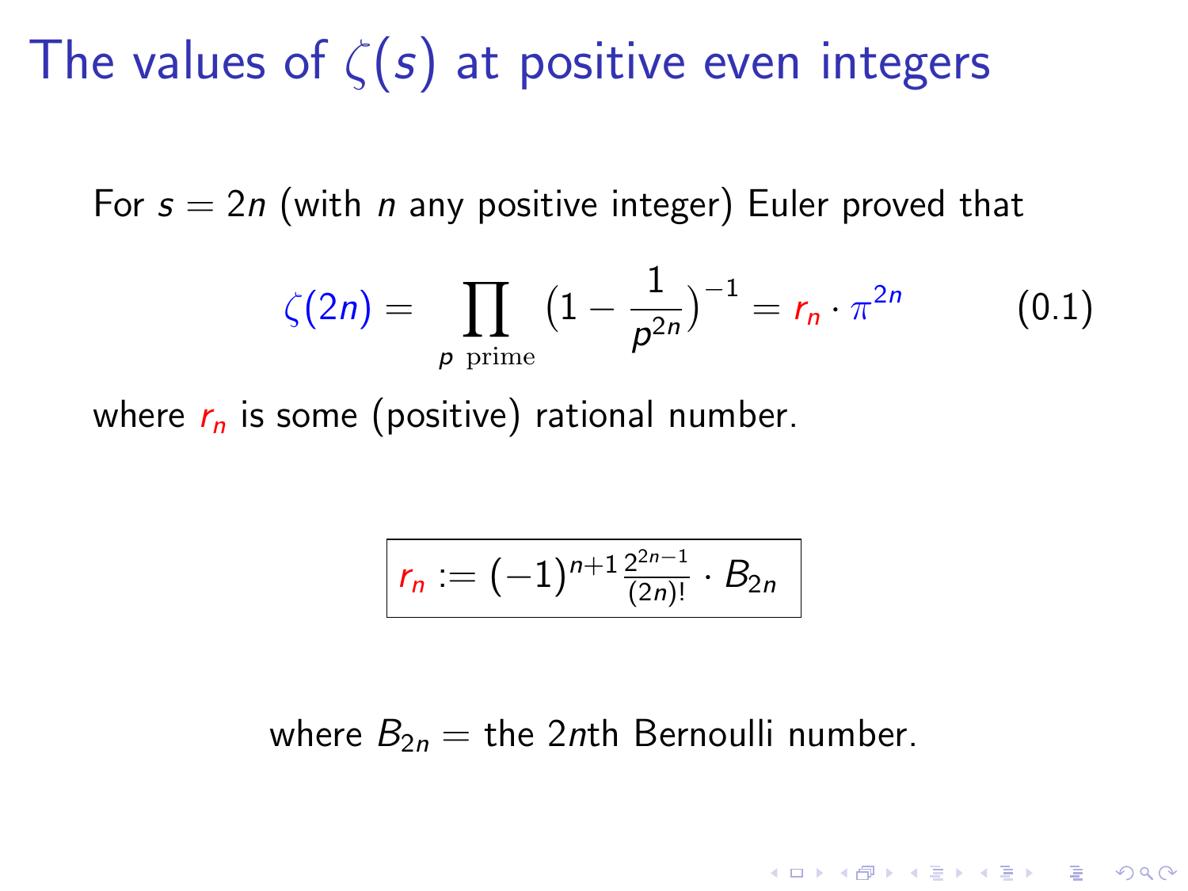# The values of $\zeta(s)$ at positive even integers

For $s = 2n$ (with $n$ any positive integer) Euler proved that

$$\zeta(2n) = \prod_{p \text{ prime}} \left(1 - \frac{1}{p^{2n}}\right)^{-1} = r_n \cdot \pi^{2n} \qquad (0.1)$$

where $r_n$ is some (positive) rational number.

$$\boxed{r_n := (-1)^{n+1} \frac{2^{2n-1}}{(2n)!} \cdot B_{2n}}$$

where $B_{2n}$ = the $2n$th Bernoulli number.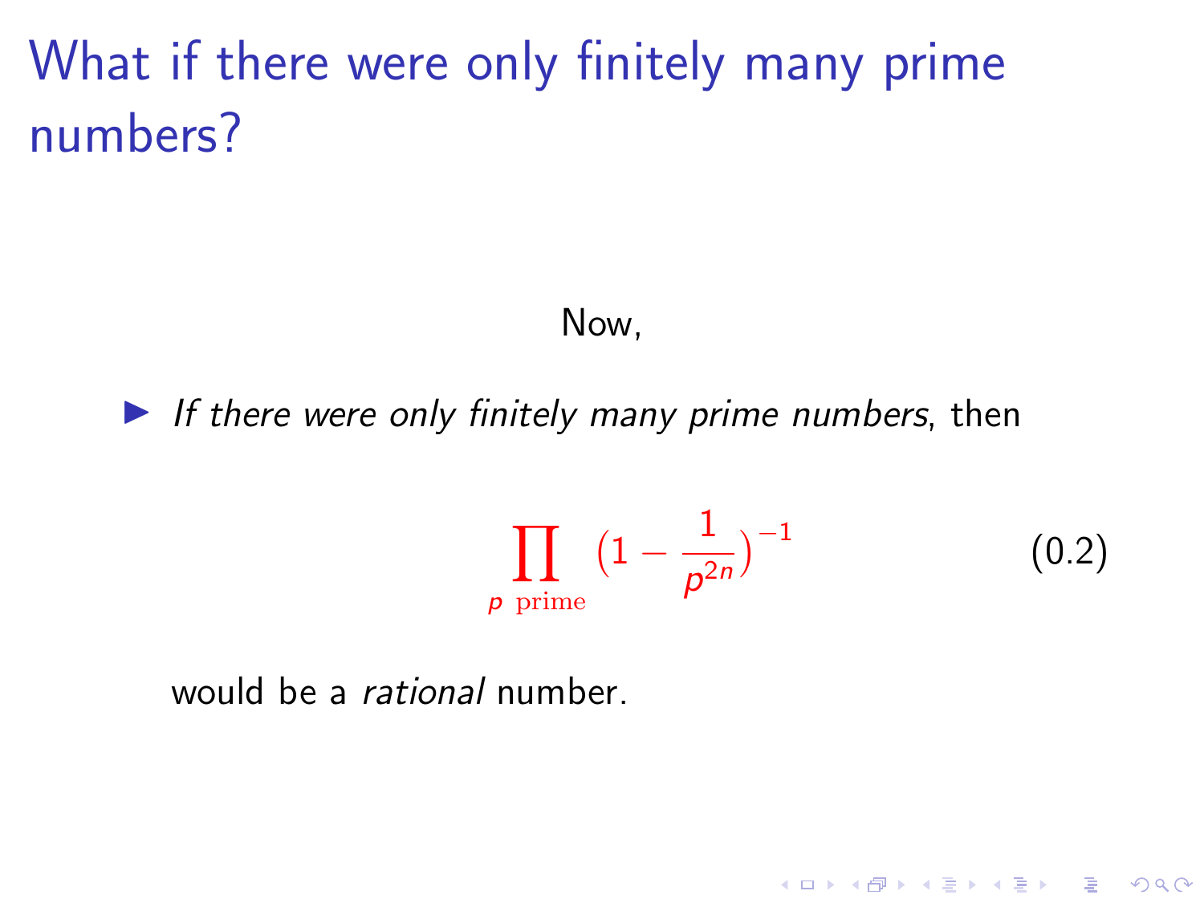# What if there were only finitely many prime numbers?

Now,

- *If there were only finitely many prime numbers*, then

$$\prod_{p \text{ prime}} \left(1 - \frac{1}{p^{2n}}\right)^{-1} \tag{0.2}$$

would be a *rational* number.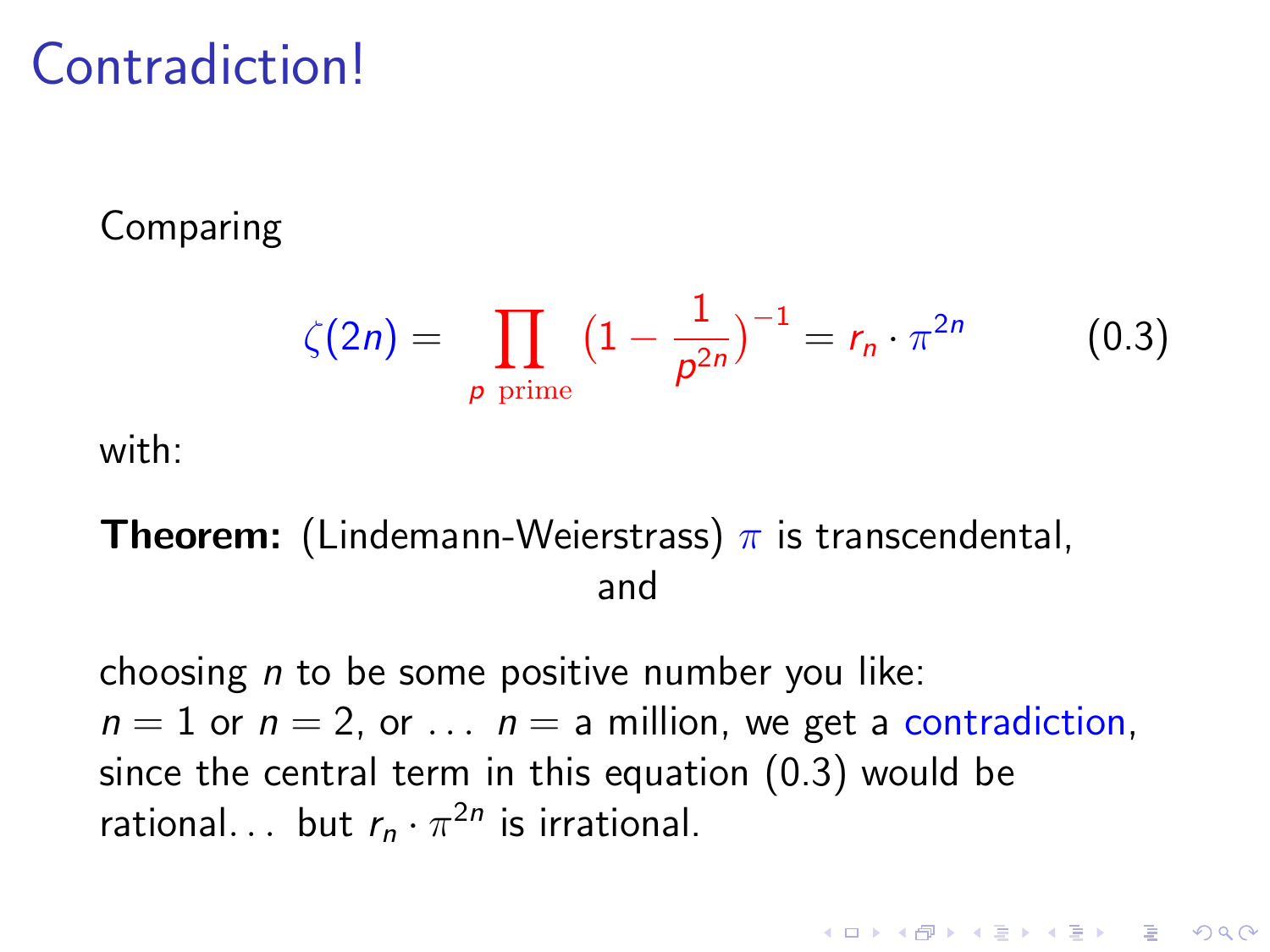# Contradiction!

Comparing

$$\zeta(2n) = \prod_{p \text{ prime}} \left(1 - \frac{1}{p^{2n}}\right)^{-1} = r_n \cdot \pi^{2n} \qquad (0.3)$$

with:

**Theorem:** (Lindemann-Weierstrass) $\pi$ is transcendental,

and

choosing $n$ to be some positive number you like:
$n = 1$ or $n = 2$, or ... $n =$ a million, we get a contradiction, since the central term in this equation (0.3) would be rational... but $r_n \cdot \pi^{2n}$ is irrational.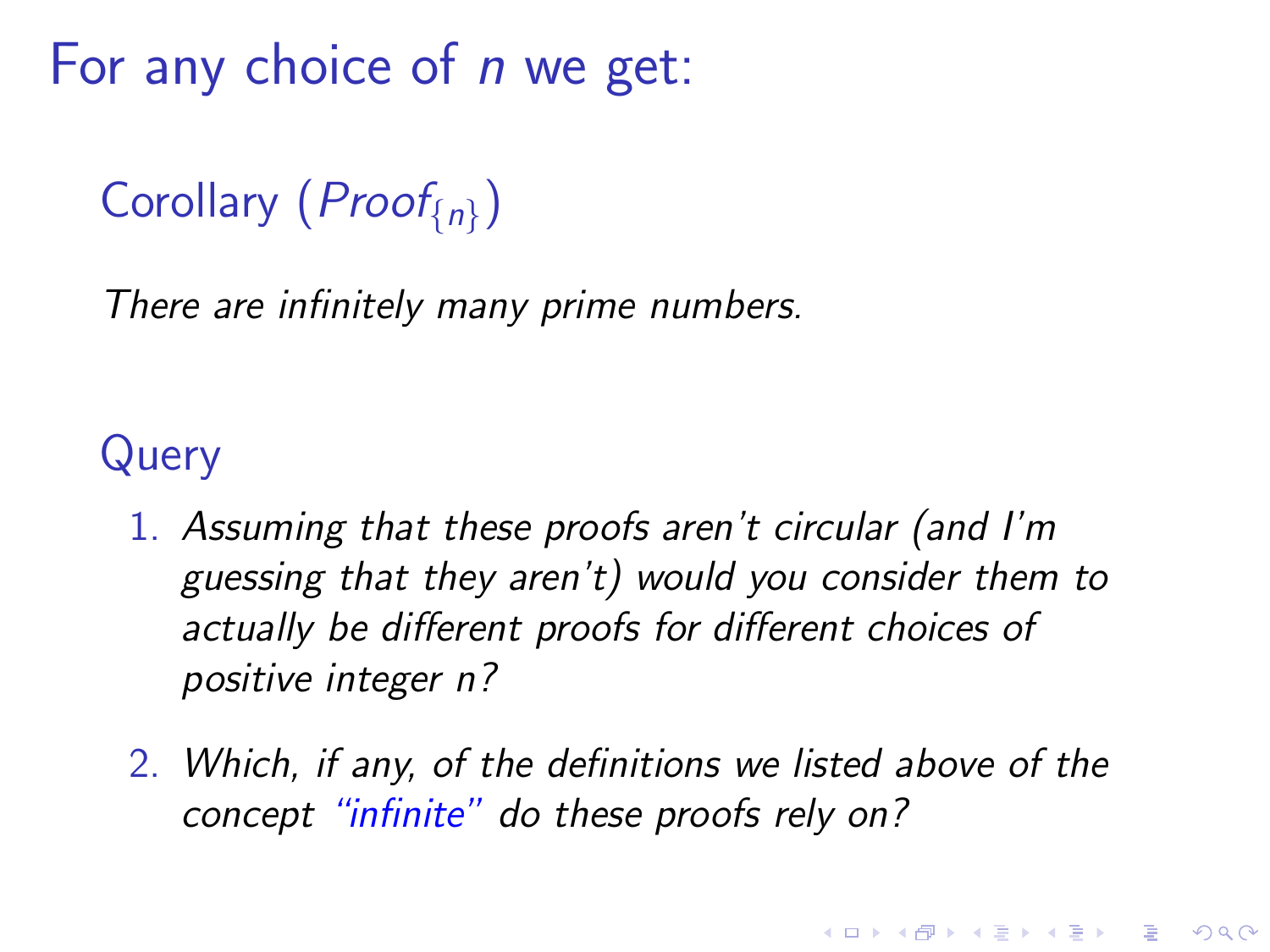# For any choice of $n$ we get:

**Corollary ($Proof_{\{n\}}$)**

*There are infinitely many prime numbers.*

**Query**

1. *Assuming that these proofs aren't circular (and I'm guessing that they aren't) would you consider them to actually be different proofs for different choices of positive integer n?*
2. *Which, if any, of the definitions we listed above of the concept "infinite" do these proofs rely on?*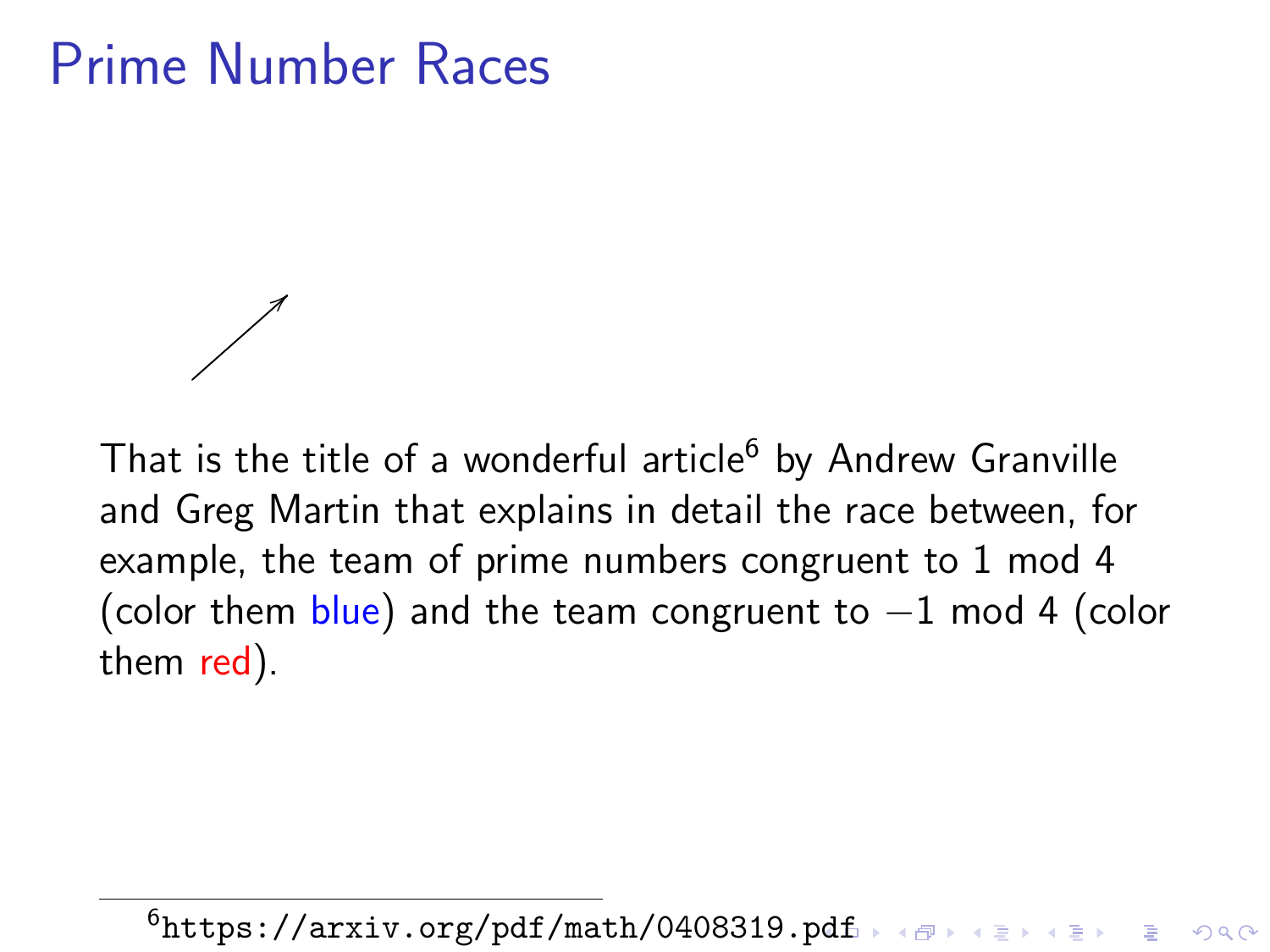# Prime Number Races

That is the title of a wonderful article[6] by Andrew Granville and Greg Martin that explains in detail the race between, for example, the team of prime numbers congruent to 1 mod 4 (color them blue) and the team congruent to $-1$ mod 4 (color them red).

[6] https://arxiv.org/pdf/math/0408319.pdf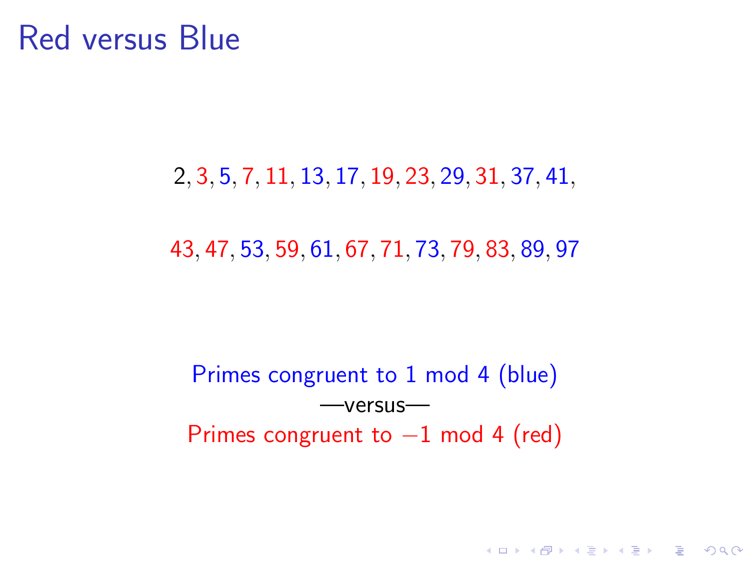# Red versus Blue

2, 3, 5, 7, 11, 13, 17, 19, 23, 29, 31, 37, 41,

43, 47, 53, 59, 61, 67, 71, 73, 79, 83, 89, 97

Primes congruent to 1 mod 4 (blue)

—versus—

Primes congruent to $-1$ mod 4 (red)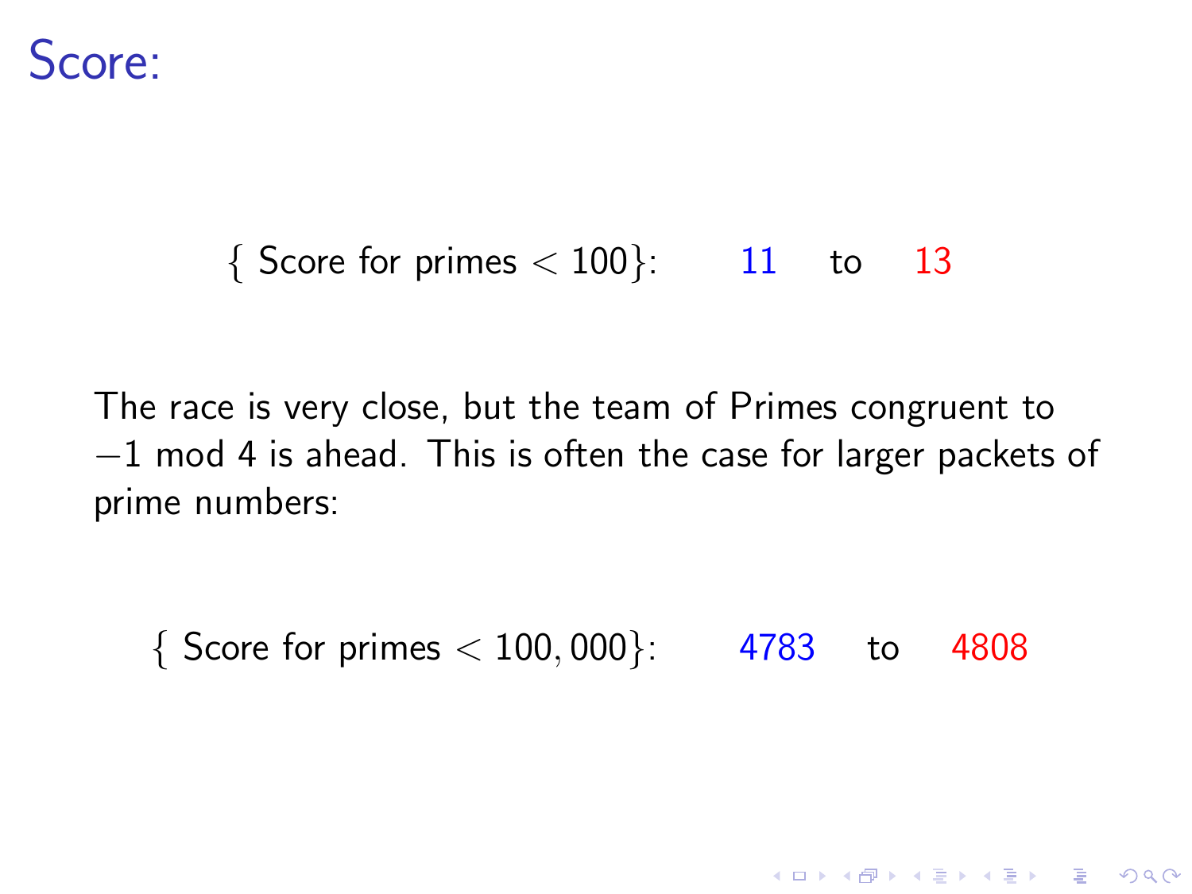# Score:

$$\{\text{ Score for primes} < 100\}: \qquad 11 \quad \text{to} \quad 13$$

The race is very close, but the team of Primes congruent to $-1$ mod 4 is ahead. This is often the case for larger packets of prime numbers:

$$\{\text{ Score for primes} < 100,000\}: \qquad 4783 \quad \text{to} \quad 4808$$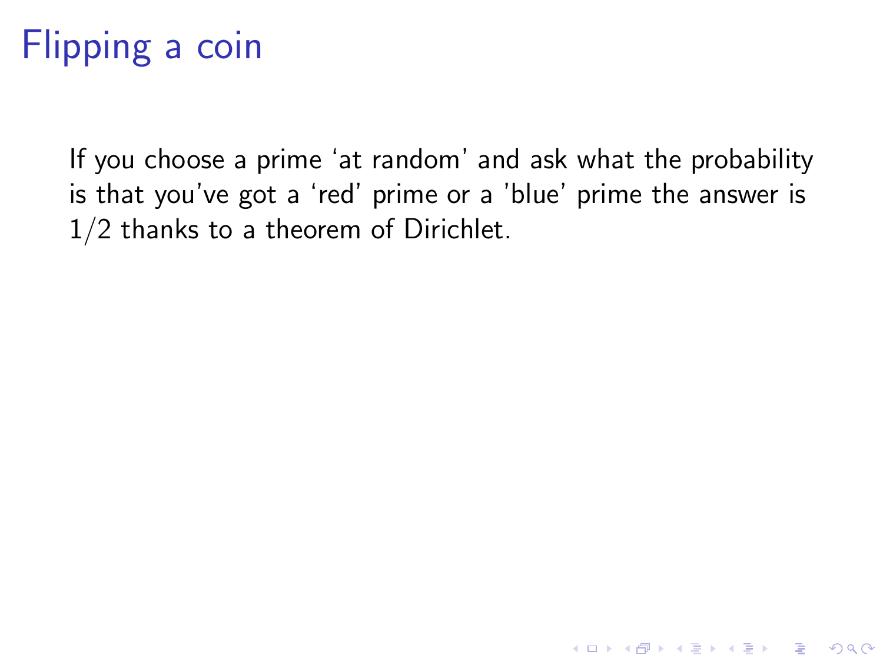# Flipping a coin

If you choose a prime 'at random' and ask what the probability is that you've got a 'red' prime or a 'blue' prime the answer is $1/2$ thanks to a theorem of Dirichlet.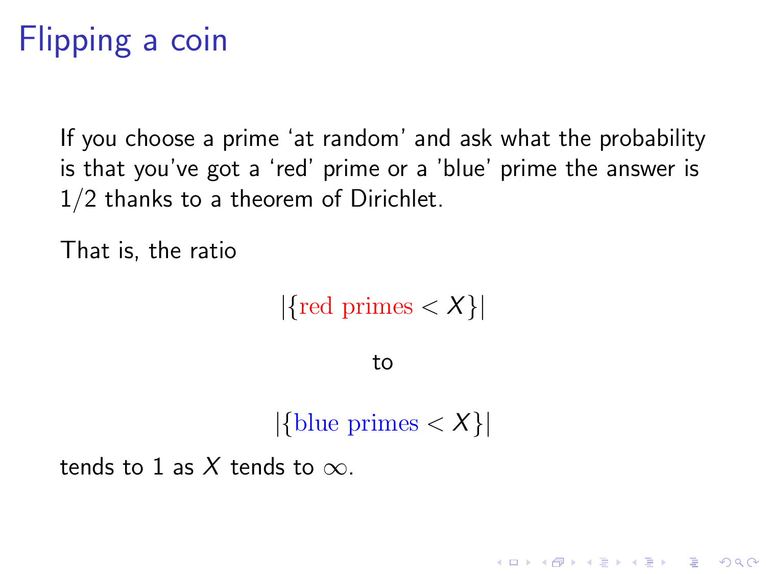# Flipping a coin

If you choose a prime 'at random' and ask what the probability is that you've got a 'red' prime or a 'blue' prime the answer is $1/2$ thanks to a theorem of Dirichlet.

That is, the ratio

$$|\{\text{red primes} < X\}|$$

to

$$|\{\text{blue primes} < X\}|$$

tends to 1 as $X$ tends to $\infty$.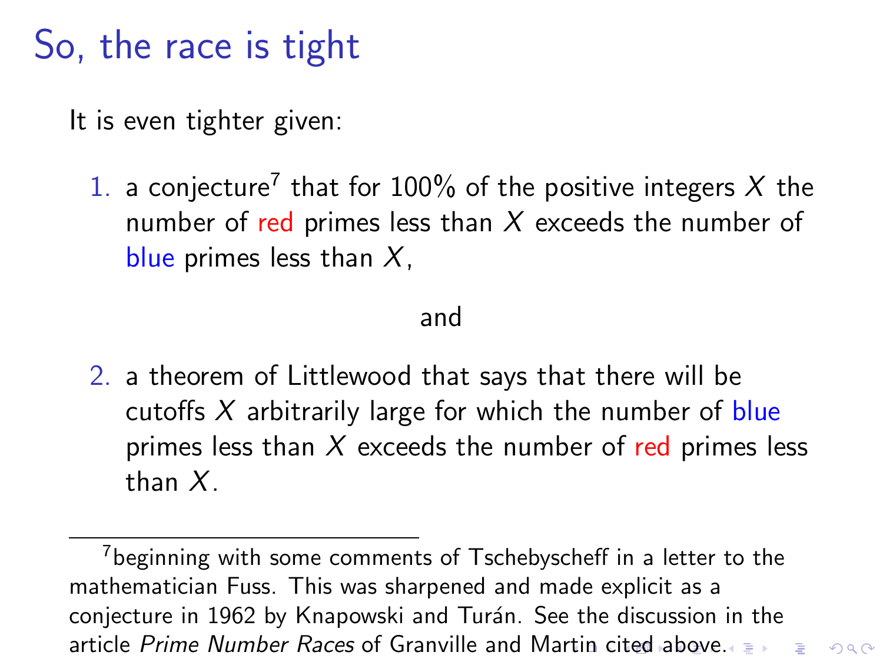# So, the race is tight

It is even tighter given:

1. a conjecture[7] that for 100% of the positive integers $X$ the number of red primes less than $X$ exceeds the number of blue primes less than $X$,

and

2. a theorem of Littlewood that says that there will be cutoffs $X$ arbitrarily large for which the number of blue primes less than $X$ exceeds the number of red primes less than $X$.

---

[7] beginning with some comments of Tschebyscheff in a letter to the mathematician Fuss. This was sharpened and made explicit as a conjecture in 1962 by Knapowski and Turán. See the discussion in the article *Prime Number Races* of Granville and Martin cited above.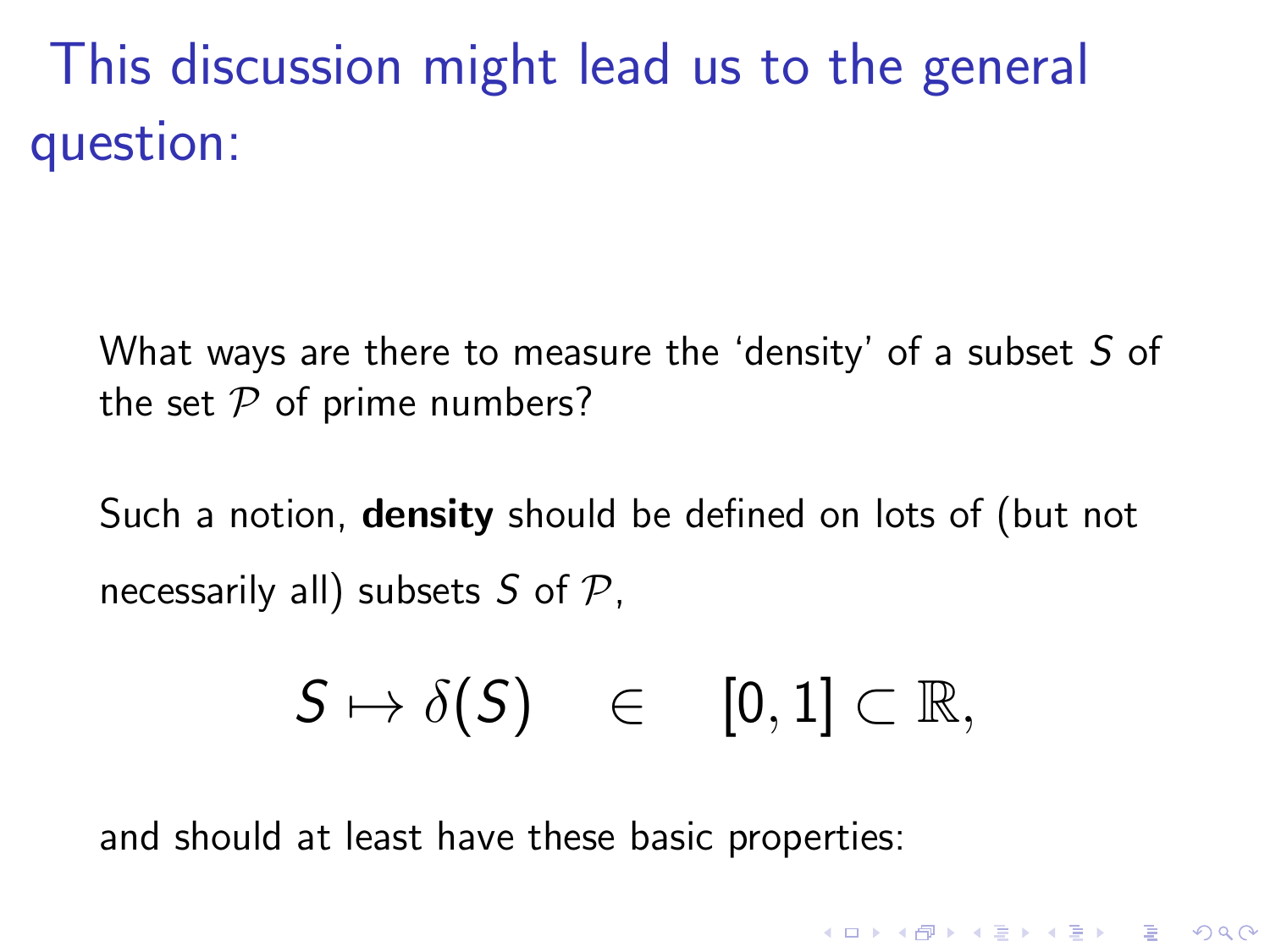# This discussion might lead us to the general question:

What ways are there to measure the 'density' of a subset $S$ of the set $\mathcal{P}$ of prime numbers?

Such a notion, **density** should be defined on lots of (but not necessarily all) subsets $S$ of $\mathcal{P}$,

$$S \mapsto \delta(S) \quad \in \quad [0, 1] \subset \mathbb{R},$$

and should at least have these basic properties: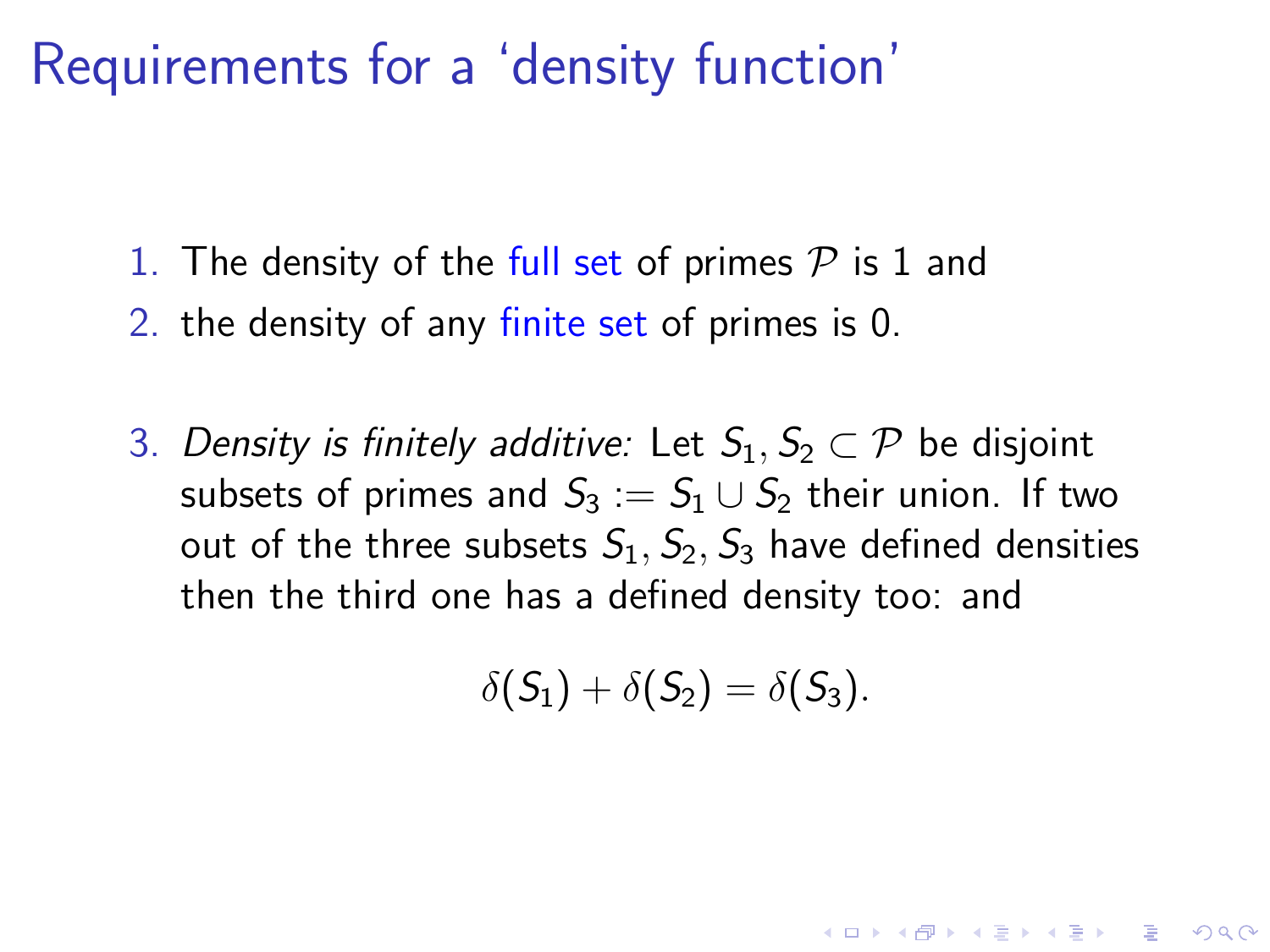# Requirements for a 'density function'

1. The density of the full set of primes $\mathcal{P}$ is 1 and
2. the density of any finite set of primes is 0.

3. *Density is finitely additive:* Let $S_1, S_2 \subset \mathcal{P}$ be disjoint subsets of primes and $S_3 := S_1 \cup S_2$ their union. If two out of the three subsets $S_1, S_2, S_3$ have defined densities then the third one has a defined density too: and

$$\delta(S_1) + \delta(S_2) = \delta(S_3).$$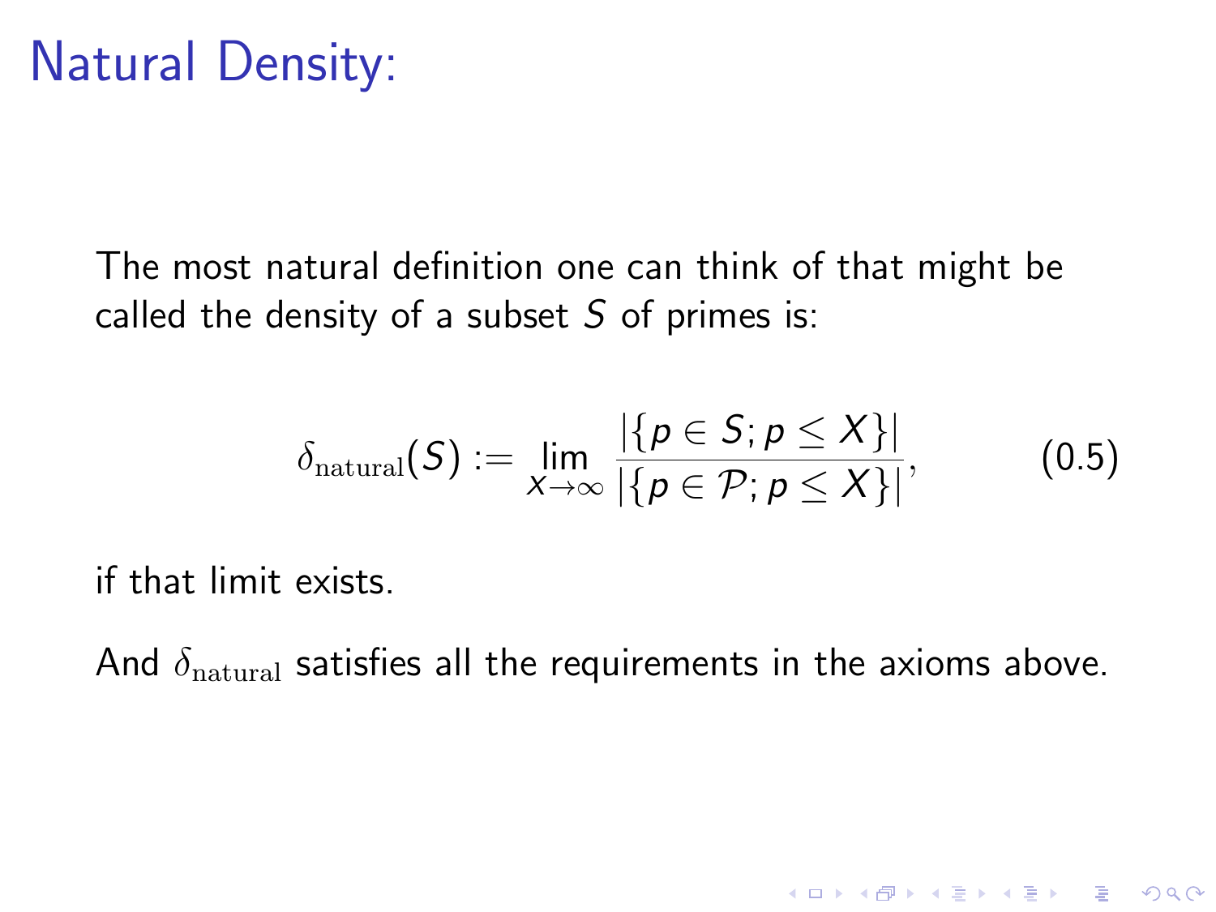# Natural Density:

The most natural definition one can think of that might be called the density of a subset $S$ of primes is:

$$\delta_{\mathrm{natural}}(S) := \lim_{X \to \infty} \frac{|\{p \in S; p \leq X\}|}{|\{p \in \mathcal{P}; p \leq X\}|}, \qquad (0.5)$$

if that limit exists.

And $\delta_{\mathrm{natural}}$ satisfies all the requirements in the axioms above.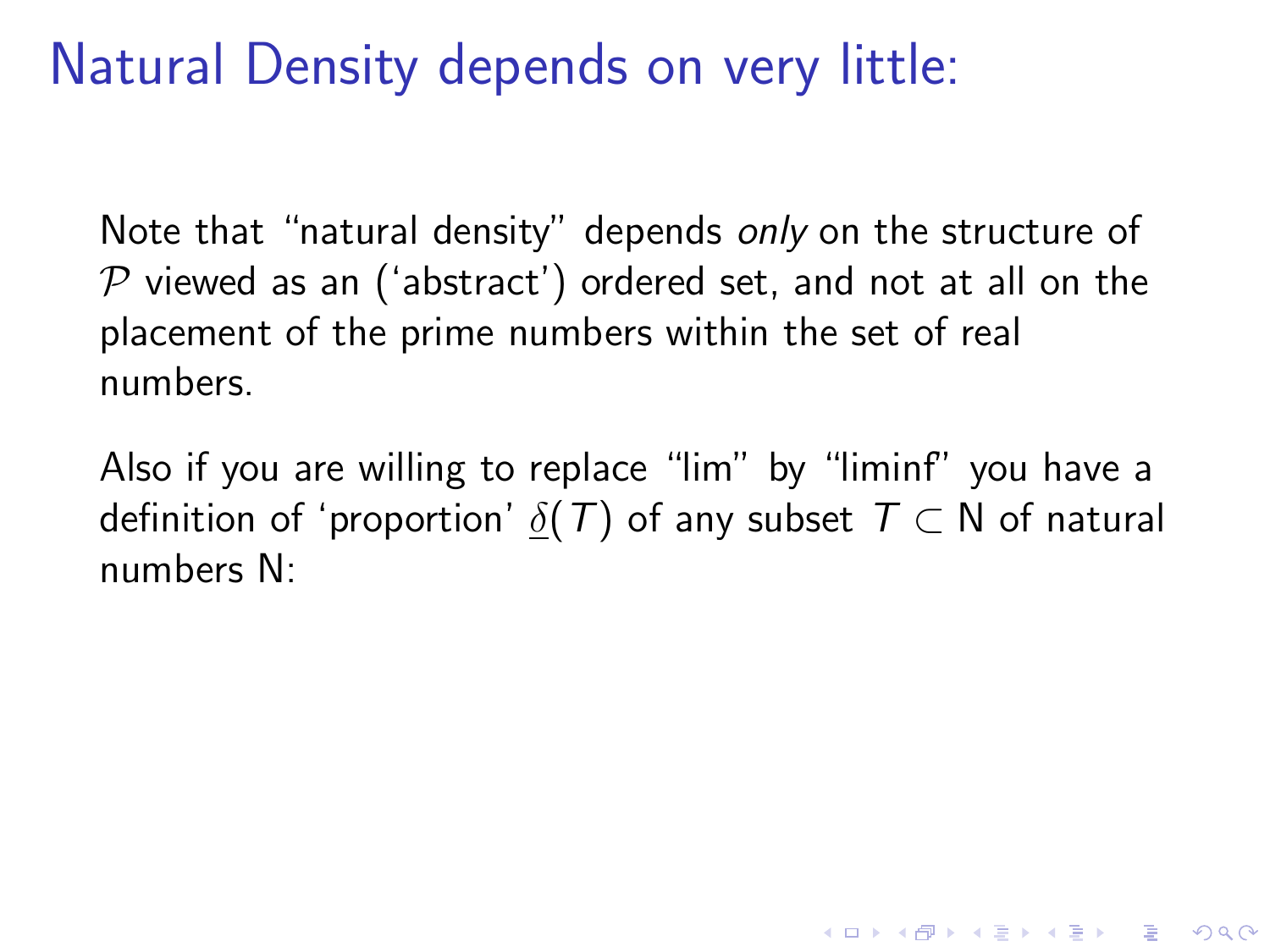# Natural Density depends on very little:

Note that "natural density" depends *only* on the structure of $\mathcal{P}$ viewed as an ('abstract') ordered set, and not at all on the placement of the prime numbers within the set of real numbers.

Also if you are willing to replace "lim" by "liminf" you have a definition of 'proportion' $\underline{\delta}(T)$ of any subset $T \subset \mathrm{N}$ of natural numbers N: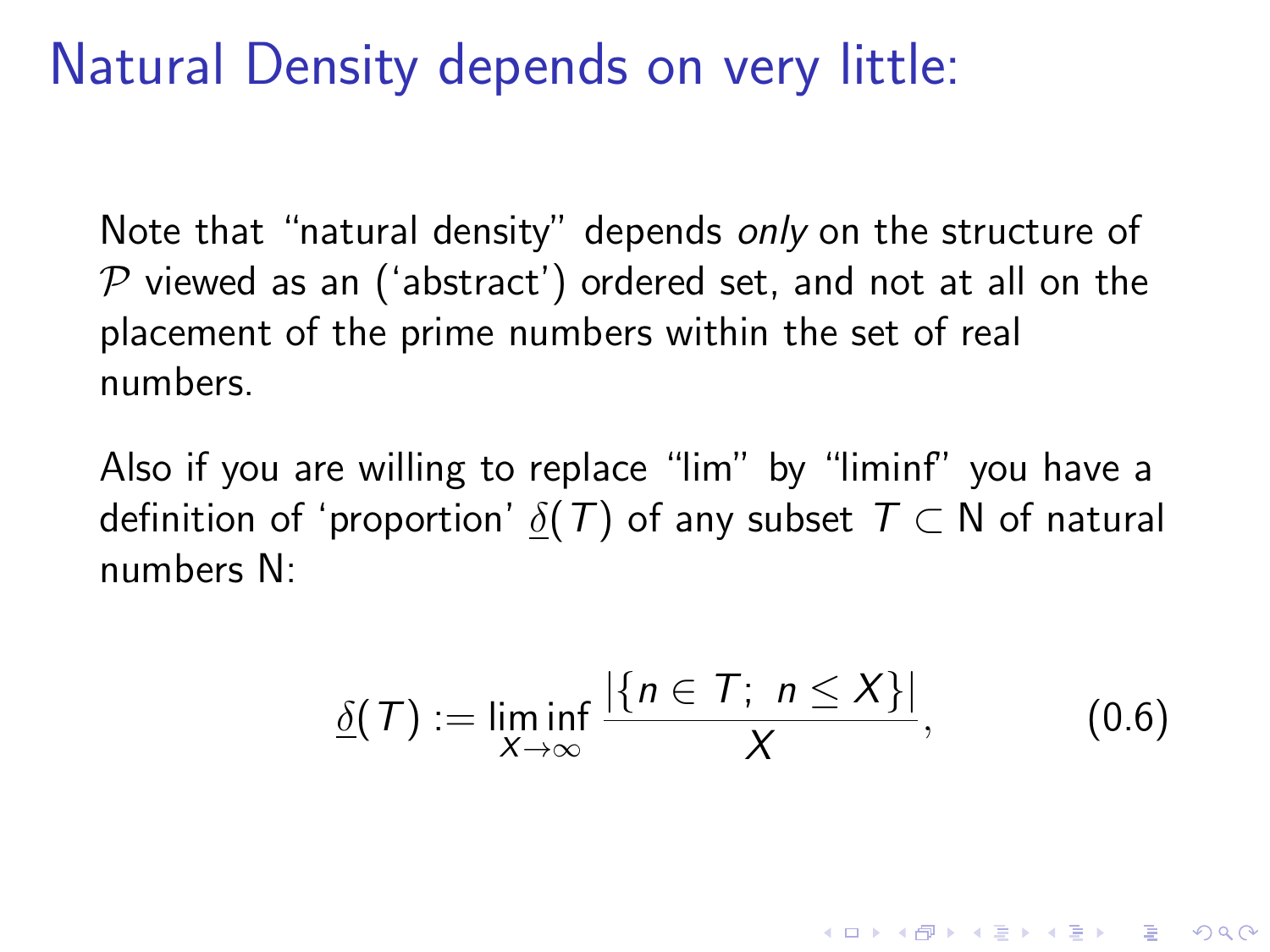# Natural Density depends on very little:

Note that "natural density" depends *only* on the structure of $\mathcal{P}$ viewed as an ('abstract') ordered set, and not at all on the placement of the prime numbers within the set of real numbers.

Also if you are willing to replace "lim" by "liminf" you have a definition of 'proportion' $\underline{\delta}(T)$ of any subset $T \subset \mathrm{N}$ of natural numbers N:

$$\underline{\delta}(T) := \liminf_{X \to \infty} \frac{|\{n \in T;\ n \leq X\}|}{X}, \tag{0.6}$$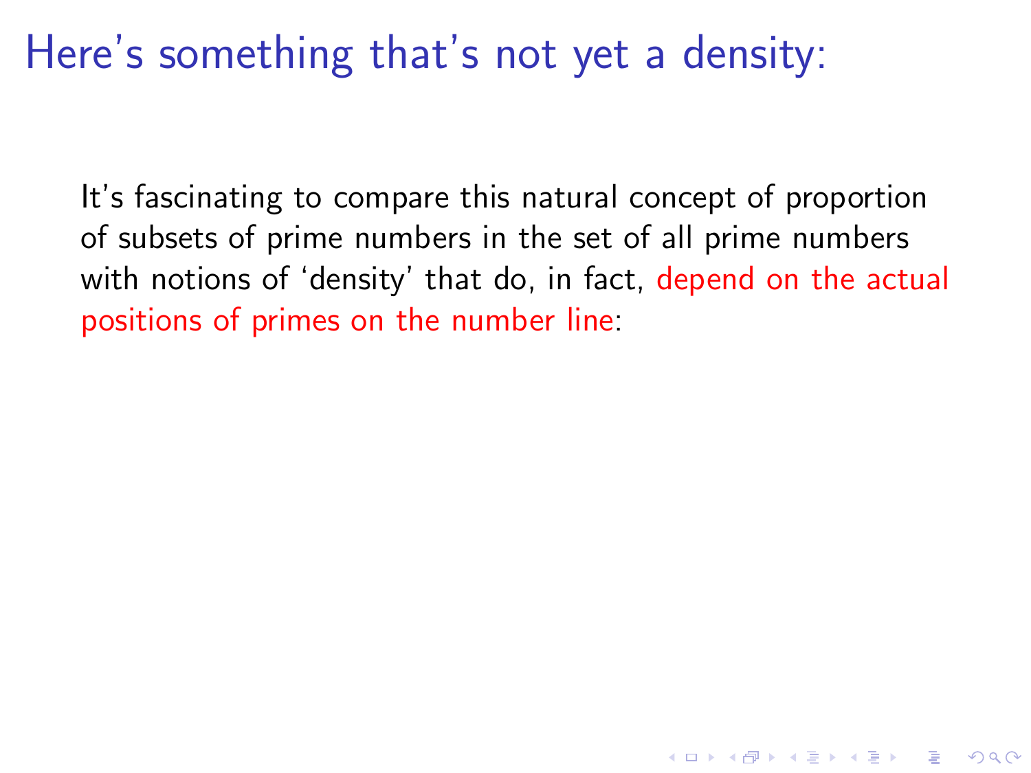# Here's something that's not yet a density:

It's fascinating to compare this natural concept of proportion of subsets of prime numbers in the set of all prime numbers with notions of 'density' that do, in fact, depend on the actual positions of primes on the number line: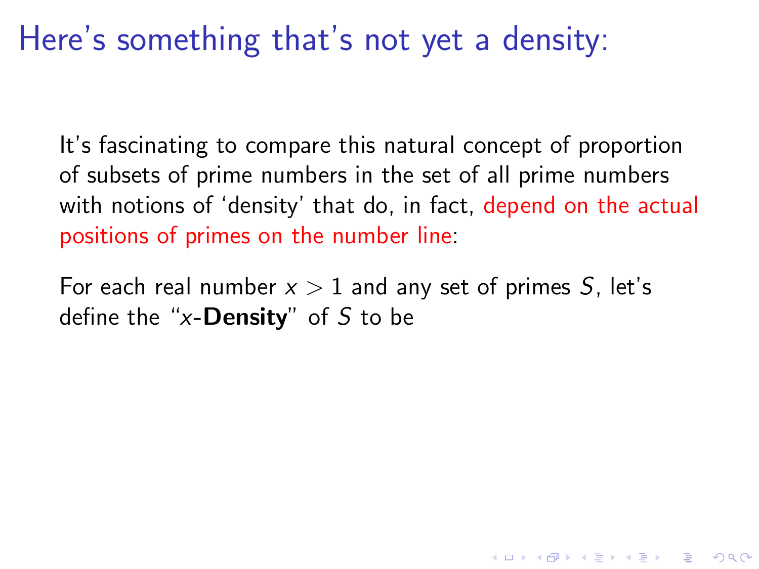# Here's something that's not yet a density:

It's fascinating to compare this natural concept of proportion of subsets of prime numbers in the set of all prime numbers with notions of 'density' that do, in fact, depend on the actual positions of primes on the number line:

For each real number $x > 1$ and any set of primes $S$, let's define the "$x$-**Density**" of $S$ to be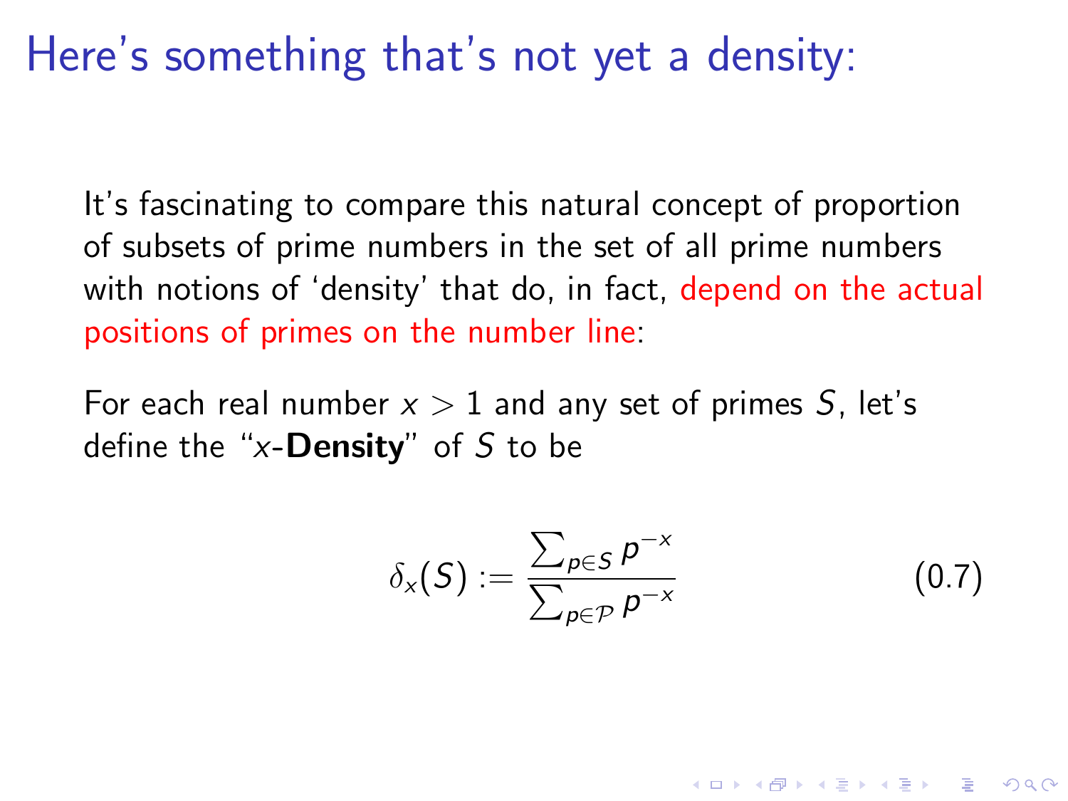# Here's something that's not yet a density:

It's fascinating to compare this natural concept of proportion of subsets of prime numbers in the set of all prime numbers with notions of 'density' that do, in fact, depend on the actual positions of primes on the number line:

For each real number $x > 1$ and any set of primes $S$, let's define the "$x$-**Density**" of $S$ to be

$$\delta_x(S) := \frac{\sum_{p \in S} p^{-x}}{\sum_{p \in \mathcal{P}} p^{-x}} \qquad (0.7)$$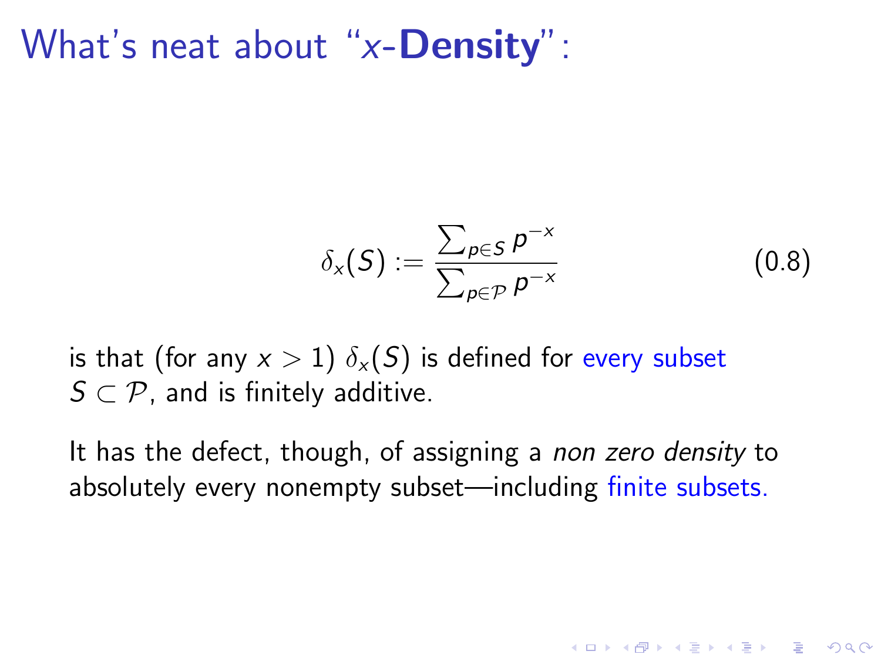# What's neat about "$x$-**Density**":

$$\delta_x(S) := \frac{\sum_{p \in S} p^{-x}}{\sum_{p \in \mathcal{P}} p^{-x}} \tag{0.8}$$

is that (for any $x > 1$) $\delta_x(S)$ is defined for every subset $S \subset \mathcal{P}$, and is finitely additive.

It has the defect, though, of assigning a *non zero density* to absolutely every nonempty subset—including finite subsets.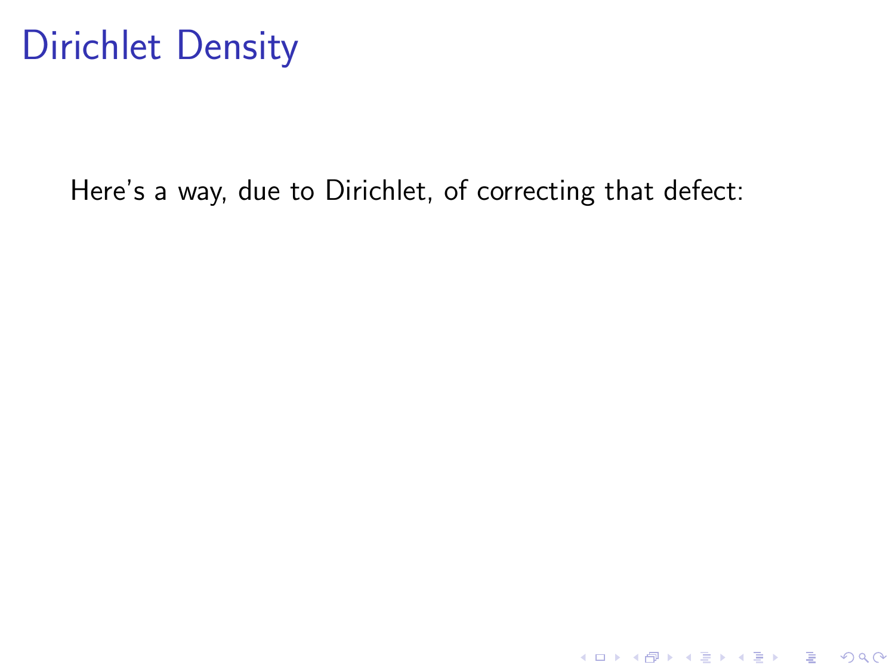# Dirichlet Density

Here's a way, due to Dirichlet, of correcting that defect: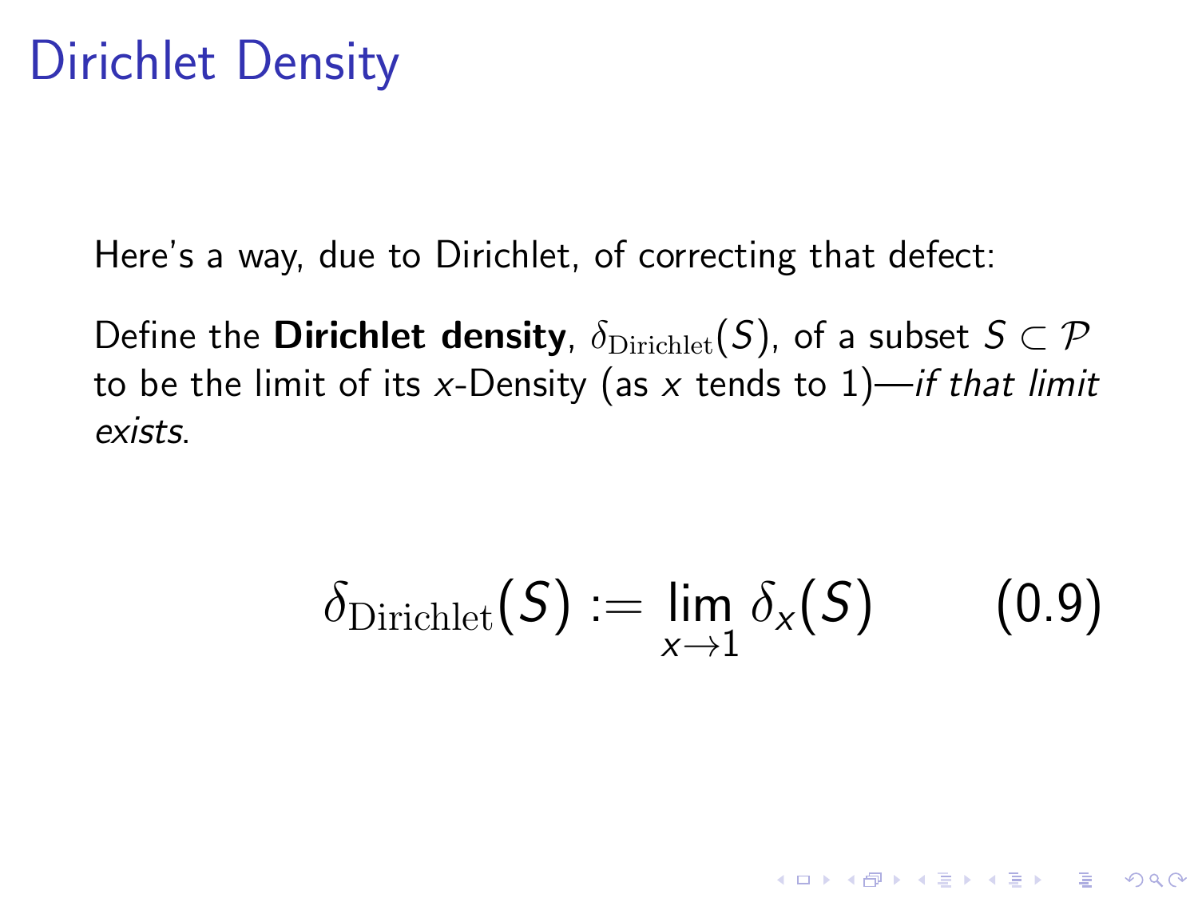# Dirichlet Density

Here's a way, due to Dirichlet, of correcting that defect:

Define the **Dirichlet density**, $\delta_{\mathrm{Dirichlet}}(S)$, of a subset $S \subset \mathcal{P}$ to be the limit of its $x$-Density (as $x$ tends to 1)—*if that limit exists*.

$$\delta_{\mathrm{Dirichlet}}(S) := \lim_{x \to 1} \delta_x(S) \qquad (0.9)$$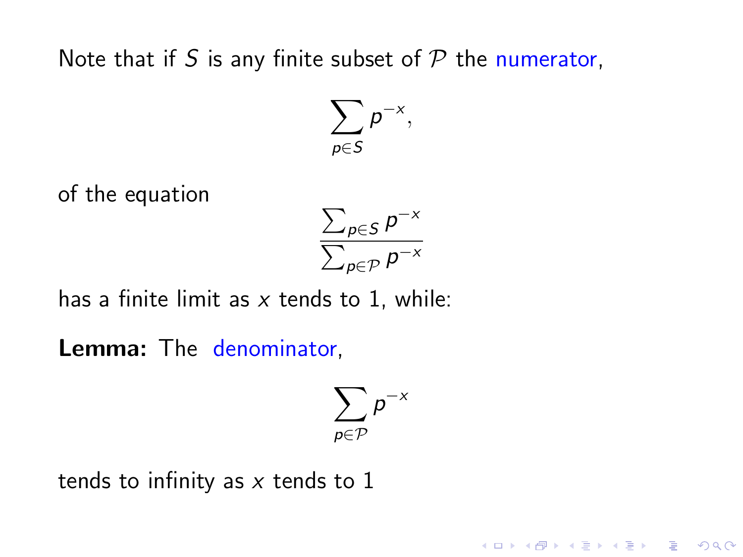Note that if $S$ is any finite subset of $\mathcal{P}$ the numerator,

$$\sum_{p \in S} p^{-x},$$

of the equation

$$\frac{\sum_{p \in S} p^{-x}}{\sum_{p \in \mathcal{P}} p^{-x}}$$

has a finite limit as $x$ tends to 1, while:

**Lemma:** The denominator,

$$\sum_{p \in \mathcal{P}} p^{-x}$$

tends to infinity as $x$ tends to 1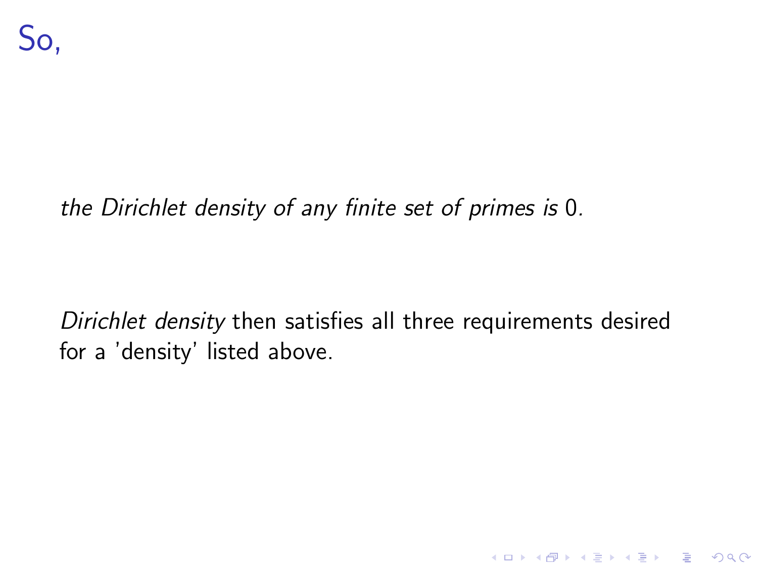# So,

*the Dirichlet density of any finite set of primes is* 0*.*

*Dirichlet density* then satisfies all three requirements desired for a 'density' listed above.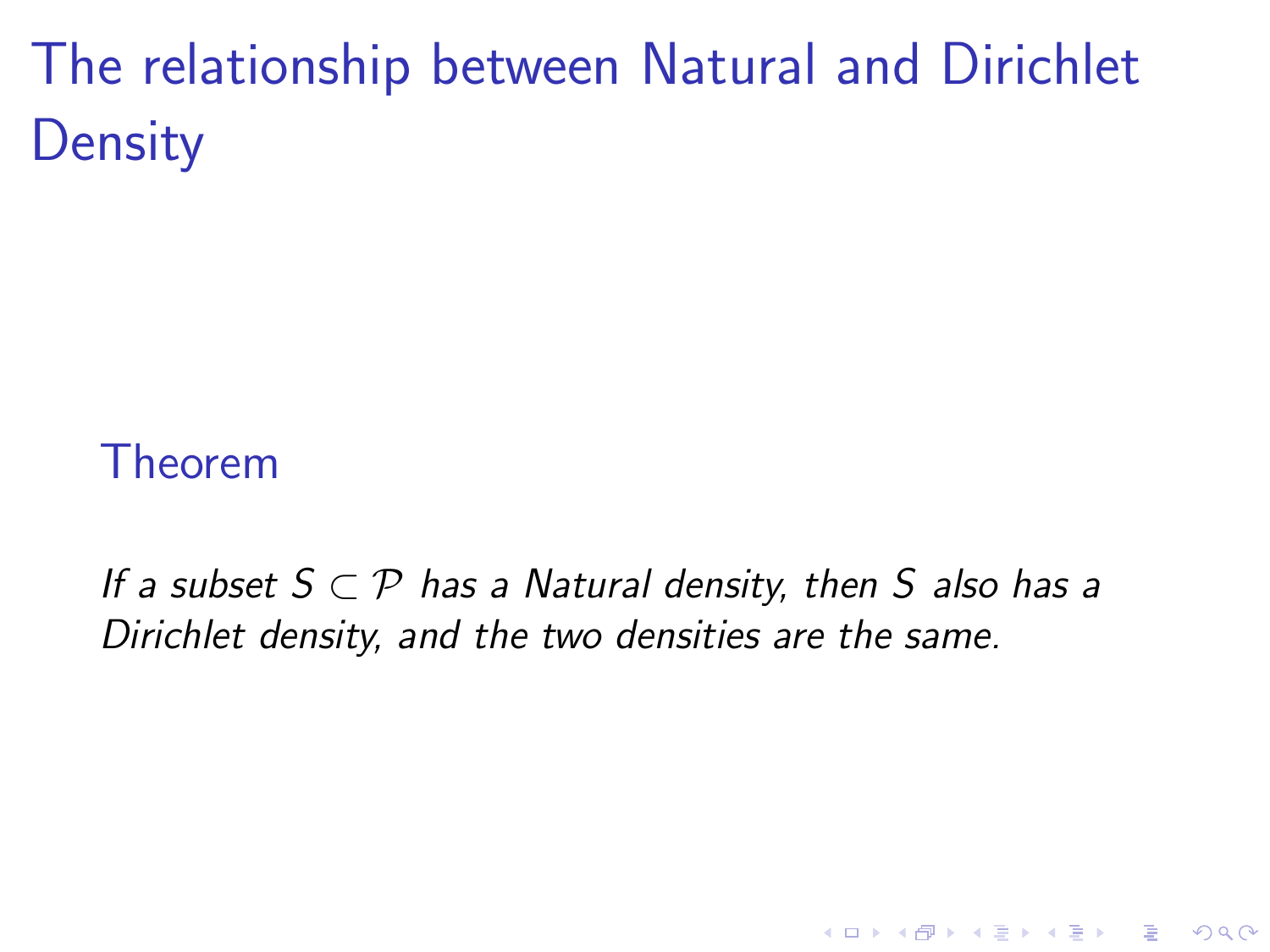# The relationship between Natural and Dirichlet Density

**Theorem**

*If a subset $S \subset \mathcal{P}$ has a Natural density, then $S$ also has a Dirichlet density, and the two densities are the same.*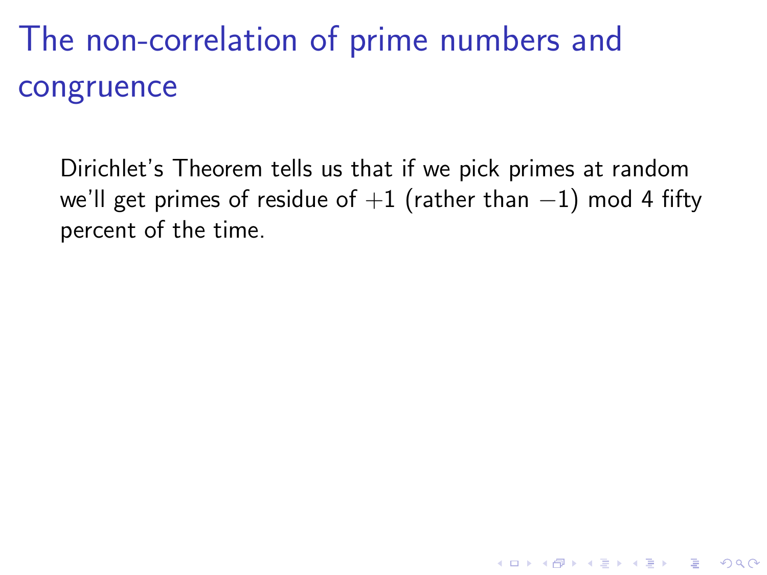# The non-correlation of prime numbers and congruence

Dirichlet's Theorem tells us that if we pick primes at random we'll get primes of residue of $+1$ (rather than $-1$) mod 4 fifty percent of the time.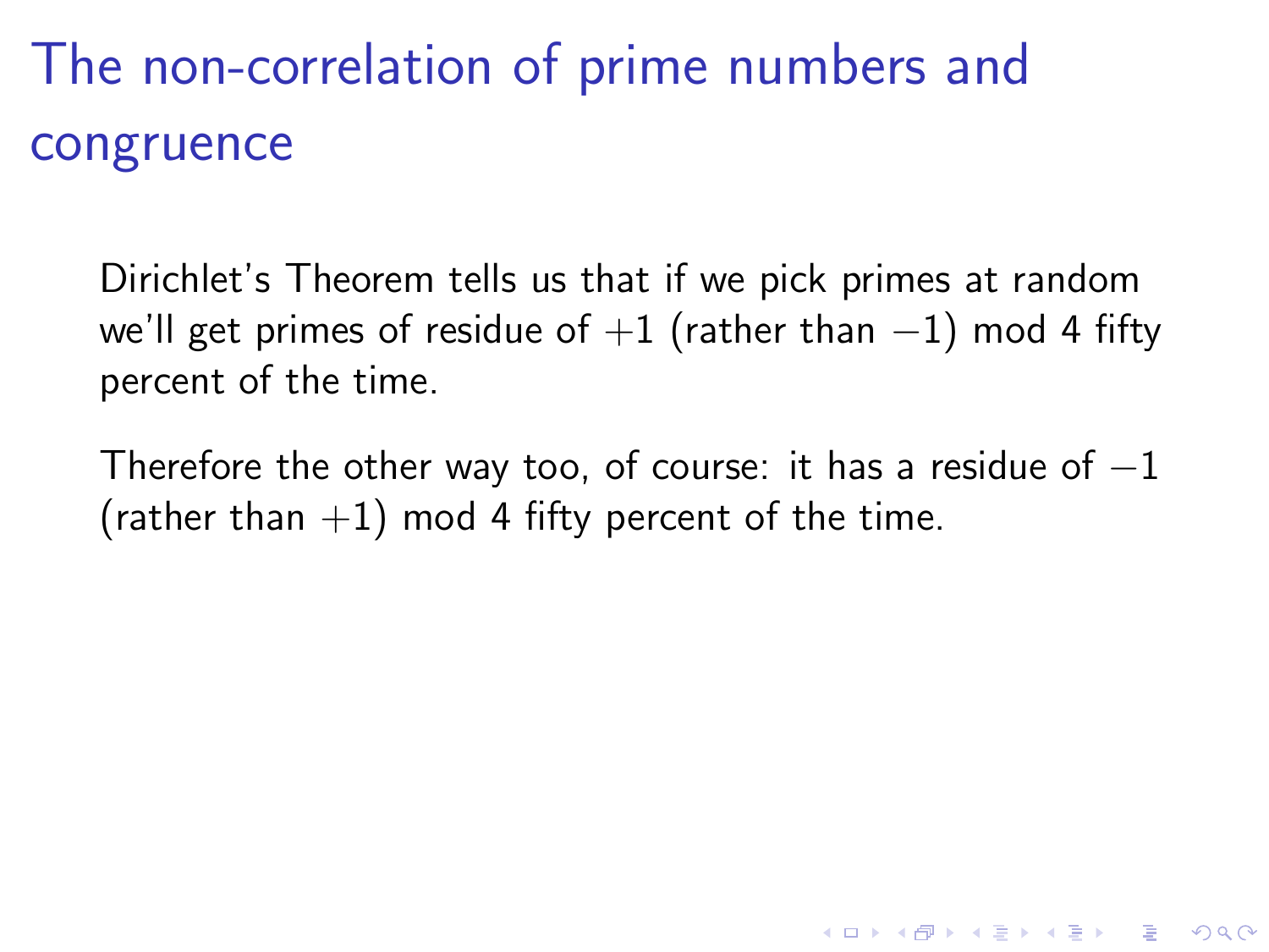# The non-correlation of prime numbers and congruence

Dirichlet's Theorem tells us that if we pick primes at random we'll get primes of residue of $+1$ (rather than $-1$) mod 4 fifty percent of the time.

Therefore the other way too, of course: it has a residue of $-1$ (rather than $+1$) mod 4 fifty percent of the time.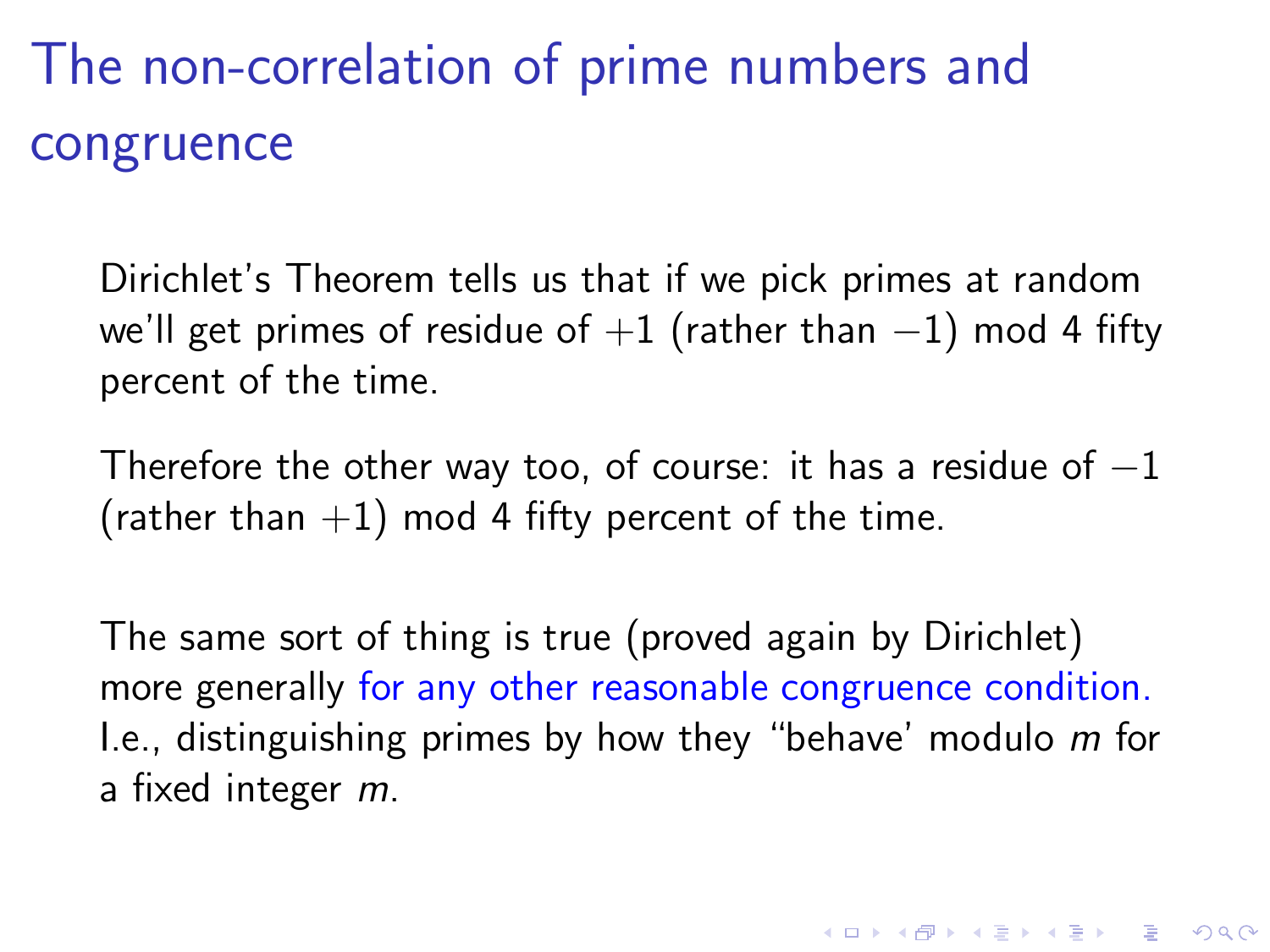# The non-correlation of prime numbers and congruence

Dirichlet's Theorem tells us that if we pick primes at random we'll get primes of residue of $+1$ (rather than $-1$) mod 4 fifty percent of the time.

Therefore the other way too, of course: it has a residue of $-1$ (rather than $+1$) mod 4 fifty percent of the time.

The same sort of thing is true (proved again by Dirichlet) more generally for any other reasonable congruence condition. I.e., distinguishing primes by how they "behave' modulo $m$ for a fixed integer $m$.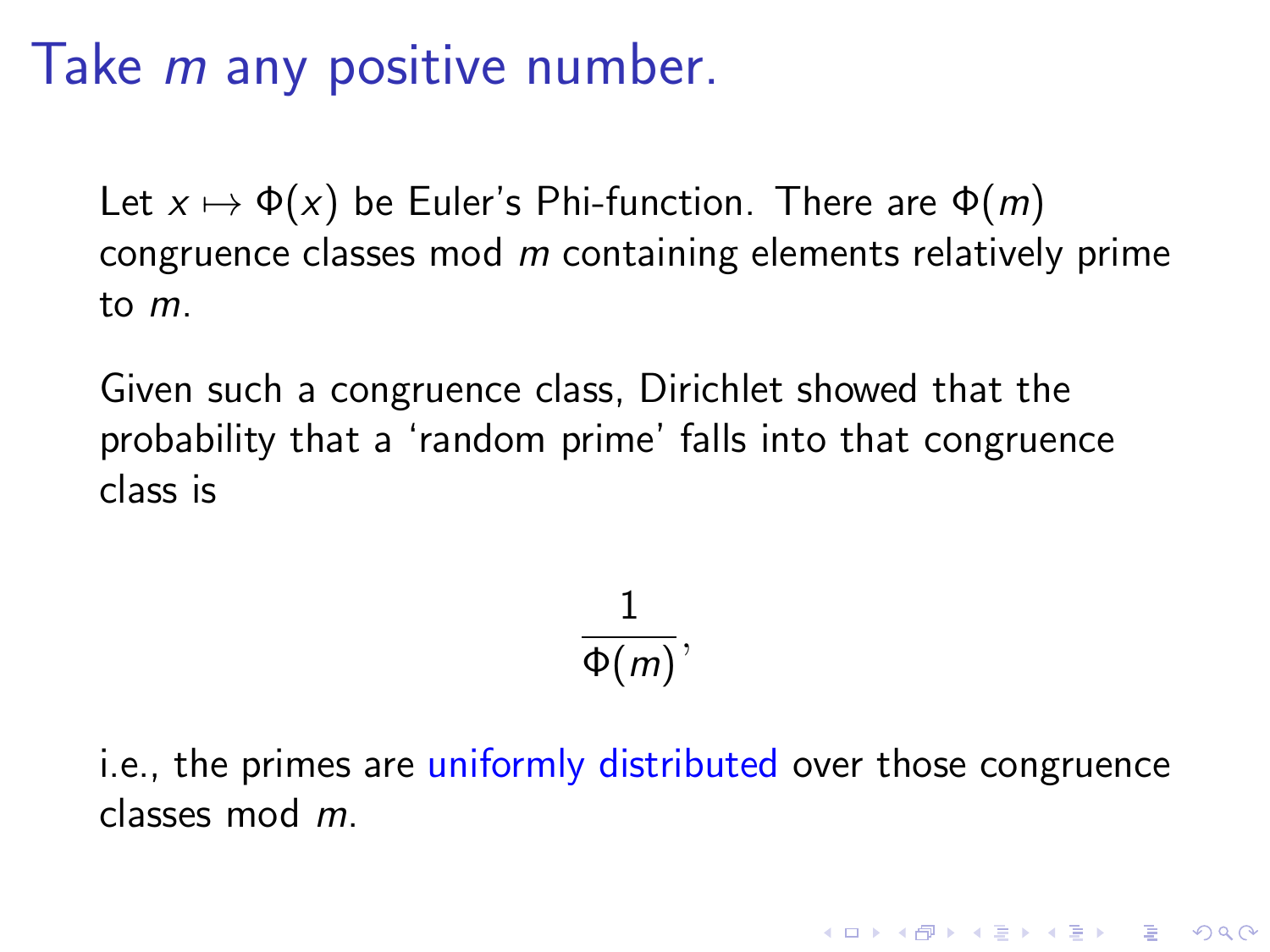# Take $m$ any positive number.

Let $x \mapsto \Phi(x)$ be Euler's Phi-function. There are $\Phi(m)$ congruence classes mod $m$ containing elements relatively prime to $m$.

Given such a congruence class, Dirichlet showed that the probability that a 'random prime' falls into that congruence class is

$$\frac{1}{\Phi(m)},$$

i.e., the primes are uniformly distributed over those congruence classes mod $m$.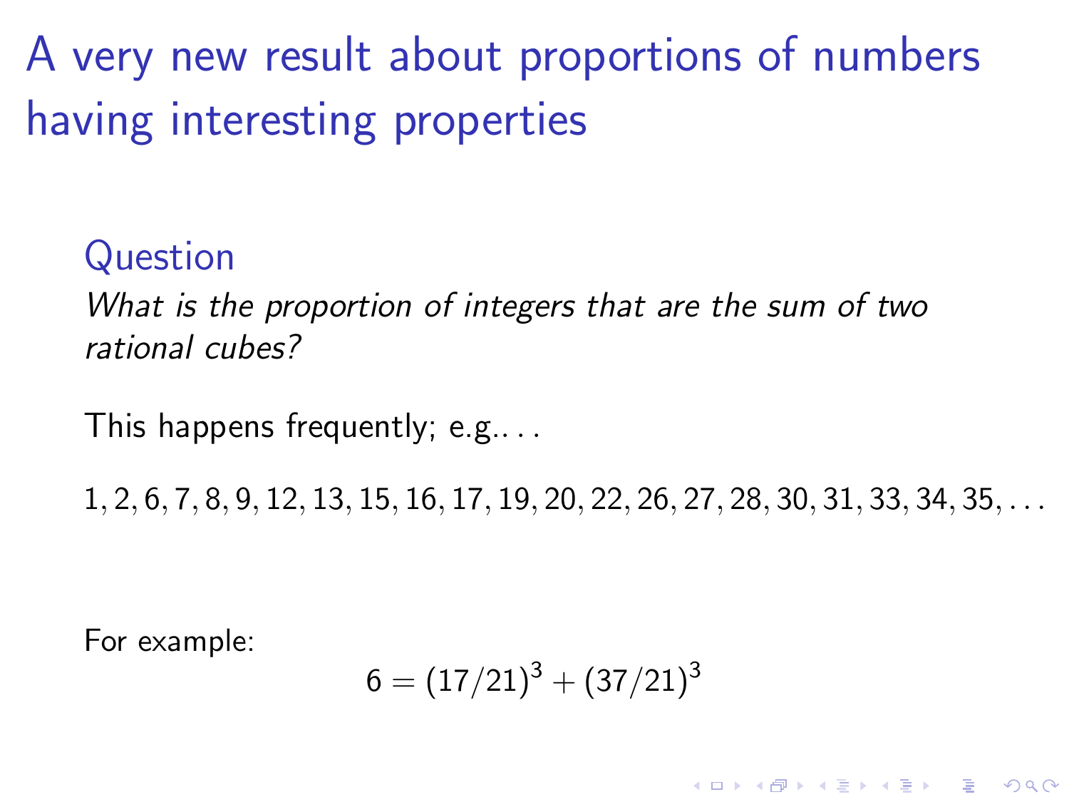# A very new result about proportions of numbers having interesting properties

### Question

*What is the proportion of integers that are the sum of two rational cubes?*

This happens frequently; e.g.. . .

$1, 2, 6, 7, 8, 9, 12, 13, 15, 16, 17, 19, 20, 22, 26, 27, 28, 30, 31, 33, 34, 35, \ldots$

For example:

$$6 = (17/21)^3 + (37/21)^3$$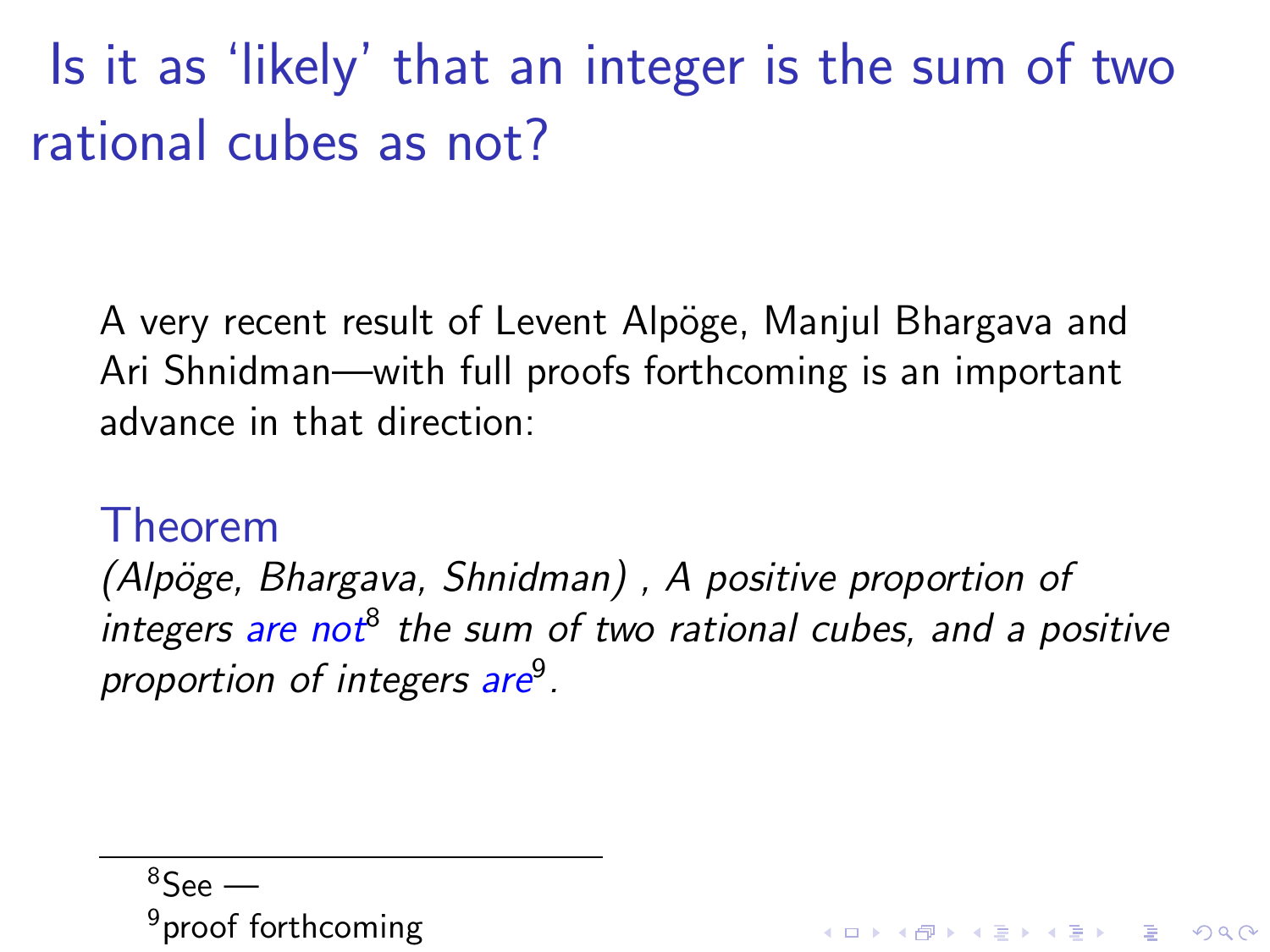# Is it as 'likely' that an integer is the sum of two rational cubes as not?

A very recent result of Levent Alpöge, Manjul Bhargava and Ari Shnidman—with full proofs forthcoming is an important advance in that direction:

**Theorem**

*(Alpöge, Bhargava, Shnidman) , A positive proportion of integers are not[8] the sum of two rational cubes, and a positive proportion of integers are[9].*

---

[8] See —

[9] proof forthcoming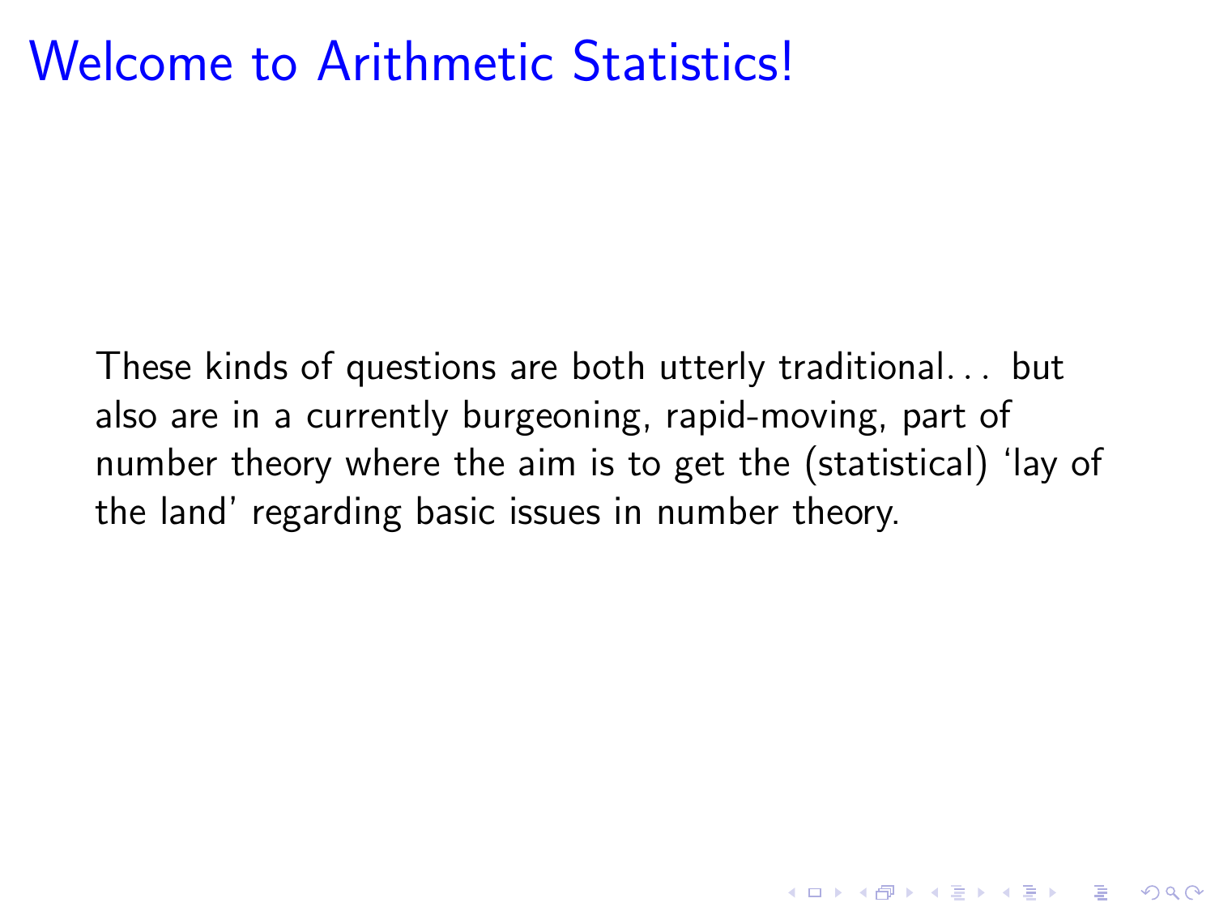# Welcome to Arithmetic Statistics!

These kinds of questions are both utterly traditional. . . but also are in a currently burgeoning, rapid-moving, part of number theory where the aim is to get the (statistical) 'lay of the land' regarding basic issues in number theory.